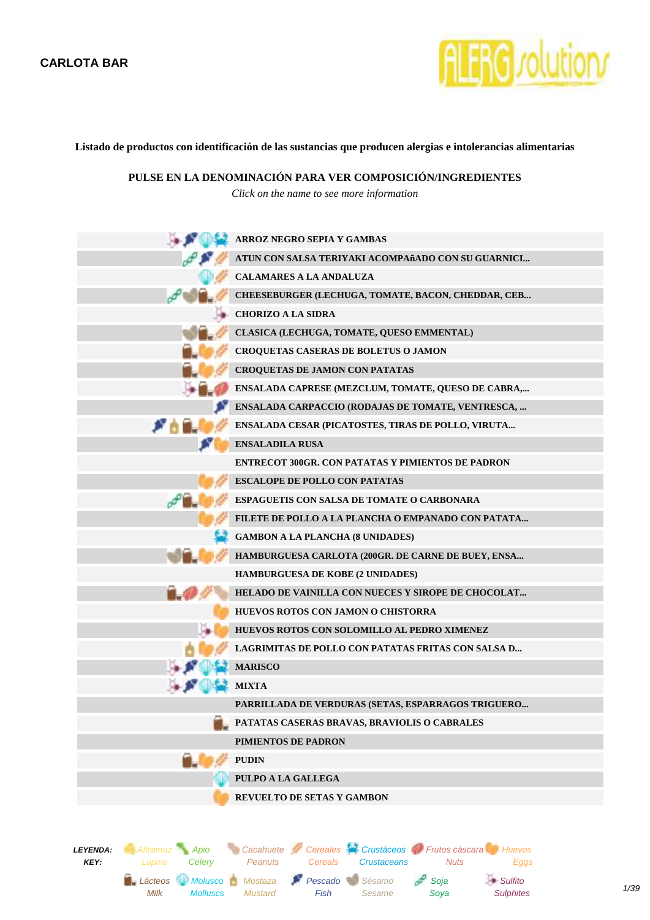**CARLOTA BAR**

**Listado de productos con identificación de las sustancias que producen alergias e intolerancias alimentarias**

**PULSE EN LA DENOMINACIÓN PARA VER COMPOSICIÓN/INGREDIENTES**

*Click on the name to see more information*

| Alérgenos | Producto |
|---|---|
| Sulfito, Pescado, Molusco, Crustáceos | **ARROZ NEGRO SEPIA Y GAMBAS** |
| Soja, Pescado, Cereales | **ATUN CON SALSA TERIYAKI ACOMPAñADO CON SU GUARNICI...** |
| Molusco, Cereales | **CALAMARES A LA ANDALUZA** |
| Soja, Sésamo, Lácteos, Cereales | **CHEESEBURGER (LECHUGA, TOMATE, BACON, CHEDDAR, CEB...** |
| Sulfito | **CHORIZO A LA SIDRA** |
| Sésamo, Lácteos, Cereales | **CLASICA (LECHUGA, TOMATE, QUESO EMMENTAL)** |
| Lácteos, Huevos, Cereales | **CROQUETAS CASERAS DE BOLETUS O JAMON** |
| Lácteos, Huevos, Cereales | **CROQUETAS DE JAMON CON PATATAS** |
| Sulfito, Lácteos, Frutos cáscara | **ENSALADA CAPRESE (MEZCLUM, TOMATE, QUESO DE CABRA,...** |
| Pescado | **ENSALADA CARPACCIO (RODAJAS DE TOMATE, VENTRESCA, ...** |
| Pescado, Mostaza, Lácteos, Huevos, Cereales | **ENSALADA CESAR (PICATOSTES, TIRAS DE POLLO, VIRUTA...** |
| Pescado, Huevos | **ENSALADILA RUSA** |
| | **ENTRECOT 300GR. CON PATATAS Y PIMIENTOS DE PADRON** |
| Huevos, Cereales | **ESCALOPE DE POLLO CON PATATAS** |
| Soja, Lácteos, Huevos, Cereales | **ESPAGUETIS CON SALSA DE TOMATE O CARBONARA** |
| Huevos, Cereales | **FILETE DE POLLO A LA PLANCHA O EMPANADO CON PATATA...** |
| Crustáceos | **GAMBON A LA PLANCHA (8 UNIDADES)** |
| Sésamo, Lácteos, Huevos, Cereales | **HAMBURGUESA CARLOTA (200GR. DE CARNE DE BUEY, ENSA...** |
| | **HAMBURGUESA DE KOBE (2 UNIDADES)** |
| Lácteos, Frutos cáscara, Cereales, Cacahuete | **HELADO DE VAINILLA CON NUECES Y SIROPE DE CHOCOLAT...** |
| Huevos | **HUEVOS ROTOS CON JAMON O CHISTORRA** |
| Sulfito, Huevos | **HUEVOS ROTOS CON SOLOMILLO AL PEDRO XIMENEZ** |
| Mostaza, Huevos, Cereales | **LAGRIMITAS DE POLLO CON PATATAS FRITAS CON SALSA D...** |
| Sulfito, Pescado, Molusco, Crustáceos | **MARISCO** |
| Sulfito, Pescado, Molusco, Crustáceos | **MIXTA** |
| | **PARRILLADA DE VERDURAS (SETAS, ESPARRAGOS TRIGUERO...** |
| Lácteos | **PATATAS CASERAS BRAVAS, BRAVIOLIS O CABRALES** |
| | **PIMIENTOS DE PADRON** |
| Lácteos, Huevos, Cereales | **PUDIN** |
| Molusco | **PULPO A LA GALLEGA** |
| Huevos | **REVUELTO DE SETAS Y GAMBON** |

**LEYENDA:** / **KEY:**

Altramuz / Lupine · Apio / Celery · Cacahuete / Peanuts · Cereales / Cereals · Crustáceos / Crustaceans · Frutos cáscara / Nuts · Huevos / Eggs · Lácteos / Milk · Molusco / Molluscs · Mostaza / Mustard · Pescado / Fish · Sésamo / Sesame · Soja / Soya · Sulfito / Sulphites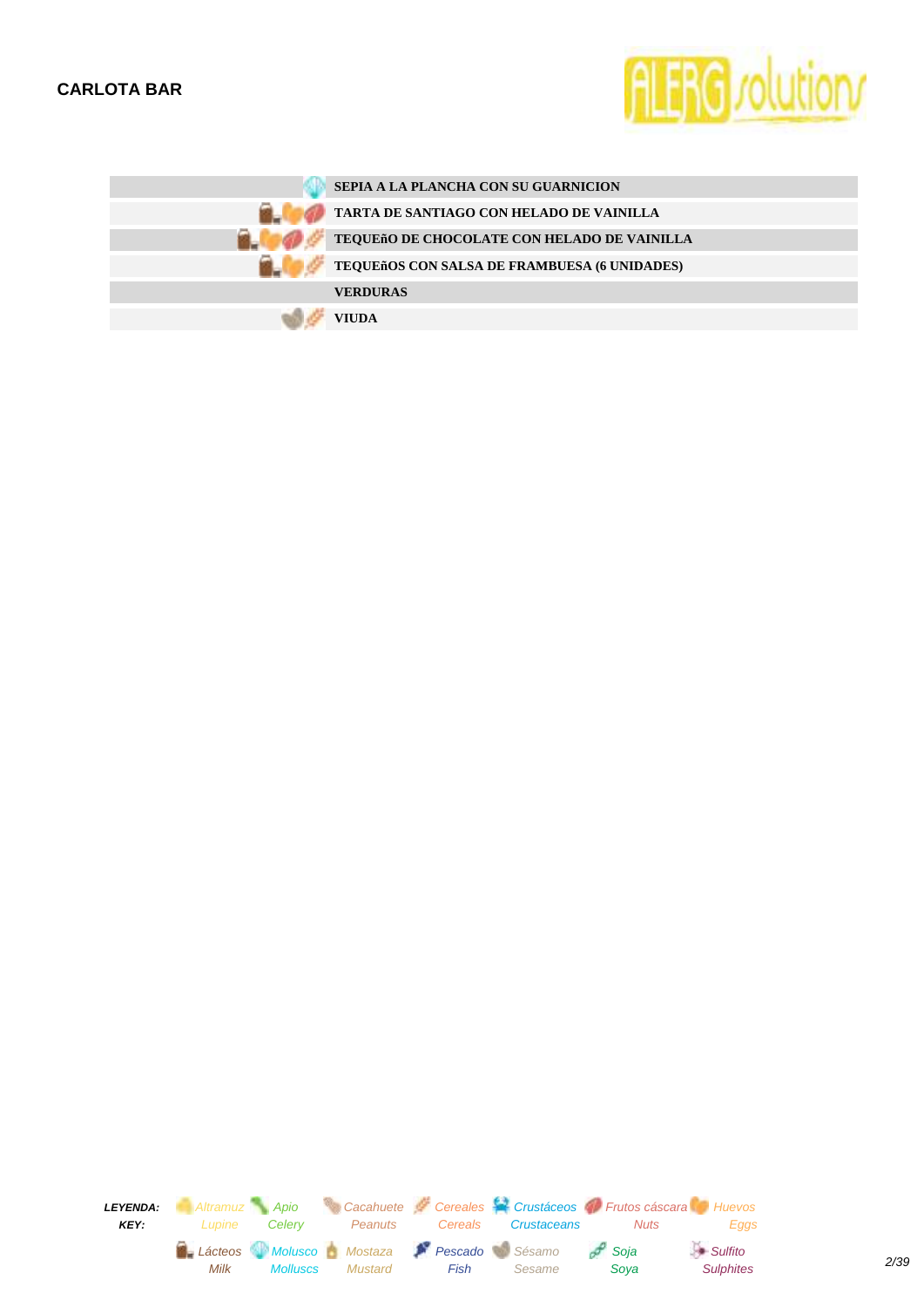| Alérgenos | Plato |
|---|---|
| Molusco | **SEPIA A LA PLANCHA CON SU GUARNICION** |
| Lácteos, Huevos, Frutos cáscara | **TARTA DE SANTIAGO CON HELADO DE VAINILLA** |
| Lácteos, Huevos, Frutos cáscara, Cereales | **TEQUEñO DE CHOCOLATE CON HELADO DE VAINILLA** |
| Lácteos, Huevos, Cereales | **TEQUEñOS CON SALSA DE FRAMBUESA (6 UNIDADES)** |
| | **VERDURAS** |
| Sésamo, Cereales | **VIUDA** |

***LEYENDA:***
***KEY:***

| | | | | | | |
|---|---|---|---|---|---|---|
| *Altramuz* / *Lupine* | *Apio* / *Celery* | *Cacahuete* / *Peanuts* | *Cereales* / *Cereals* | *Crustáceos* / *Crustaceans* | *Frutos cáscara* / *Nuts* | *Huevos* / *Eggs* |
| *Lácteos* / *Milk* | *Molusco* / *Molluscs* | *Mostaza* / *Mustard* | *Pescado* / *Fish* | *Sésamo* / *Sesame* | *Soja* / *Soya* | *Sulfito* / *Sulphites* |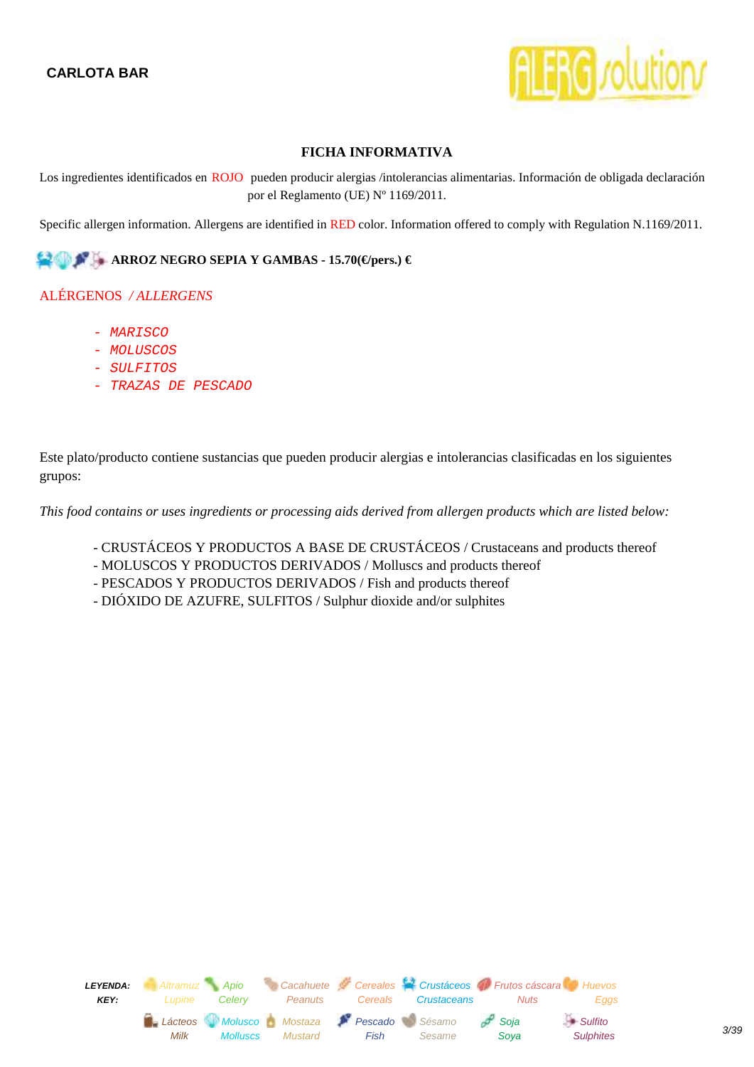**CARLOTA BAR**

## FICHA INFORMATIVA

Los ingredientes identificados en ROJO pueden producir alergias /intolerancias alimentarias. Información de obligada declaración por el Reglamento (UE) Nº 1169/2011.

Specific allergen information. Allergens are identified in RED color. Information offered to comply with Regulation N.1169/2011.

### ARROZ NEGRO SEPIA Y GAMBAS - 15.70(€/pers.) €

ALÉRGENOS / *ALLERGENS*

- *MARISCO*
- *MOLUSCOS*
- *SULFITOS*
- *TRAZAS DE PESCADO*

Este plato/producto contiene sustancias que pueden producir alergias e intolerancias clasificadas en los siguientes grupos:

*This food contains or uses ingredients or processing aids derived from allergen products which are listed below:*

- CRUSTÁCEOS Y PRODUCTOS A BASE DE CRUSTÁCEOS / Crustaceans and products thereof
- MOLUSCOS Y PRODUCTOS DERIVADOS / Molluscs and products thereof
- PESCADOS Y PRODUCTOS DERIVADOS / Fish and products thereof
- DIÓXIDO DE AZUFRE, SULFITOS / Sulphur dioxide and/or sulphites

**LEYENDA: KEY:** Altramuz Lupine · Apio Celery · Cacahuete Peanuts · Cereales Cereals · Crustáceos Crustaceans · Frutos cáscara Nuts · Huevos Eggs · Lácteos Milk · Molusco Molluscs · Mostaza Mustard · Pescado Fish · Sésamo Sesame · Soja Soya · Sulfito Sulphites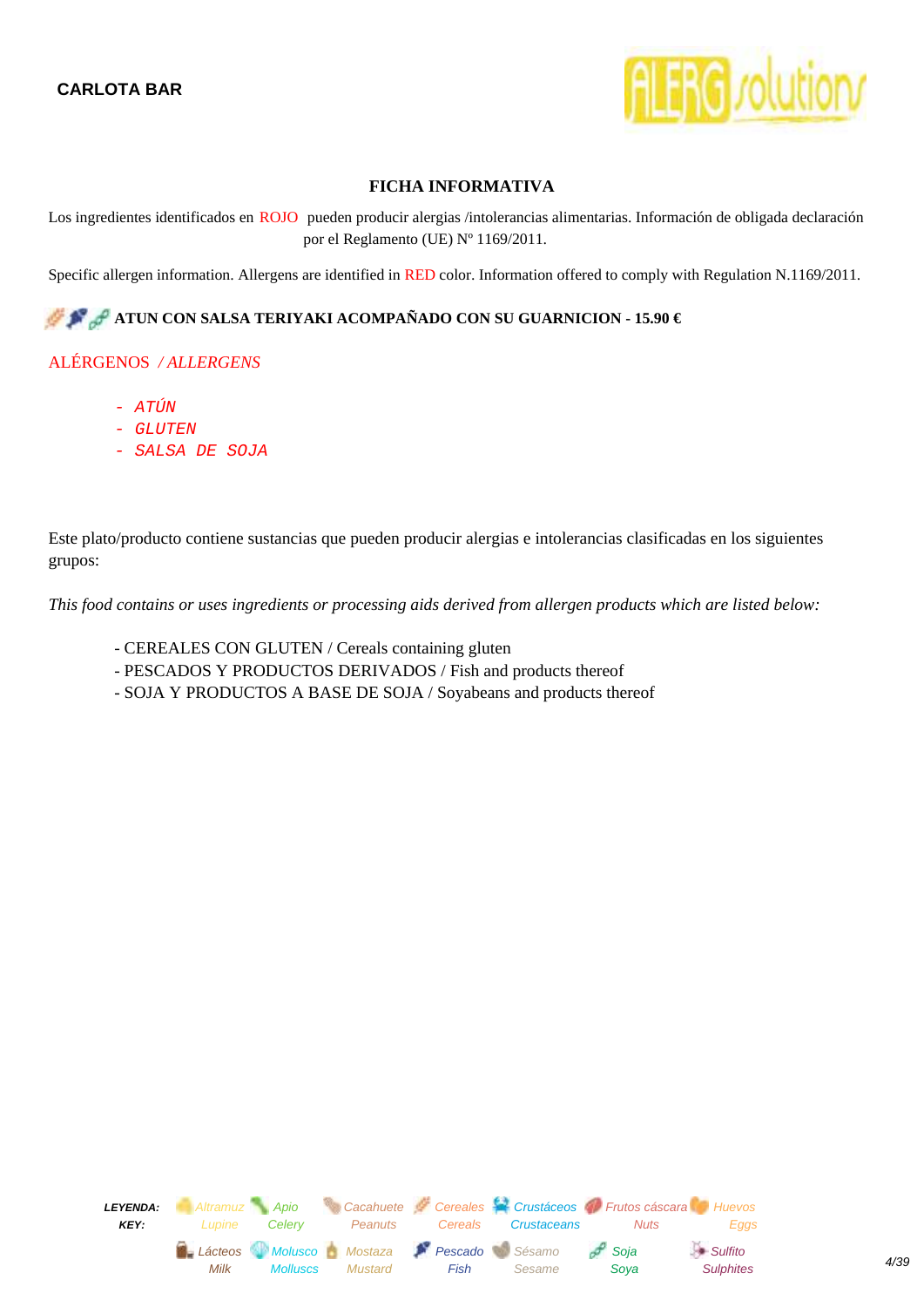**CARLOTA BAR**

## FICHA INFORMATIVA

Los ingredientes identificados en ROJO pueden producir alergias /intolerancias alimentarias. Información de obligada declaración por el Reglamento (UE) Nº 1169/2011.

Specific allergen information. Allergens are identified in RED color. Information offered to comply with Regulation N.1169/2011.

**ATUN CON SALSA TERIYAKI ACOMPAÑADO CON SU GUARNICION - 15.90 €**

ALÉRGENOS */ ALLERGENS*

- ATÚN
- GLUTEN
- SALSA DE SOJA

Este plato/producto contiene sustancias que pueden producir alergias e intolerancias clasificadas en los siguientes grupos:

*This food contains or uses ingredients or processing aids derived from allergen products which are listed below:*

- CEREALES CON GLUTEN / Cereals containing gluten
- PESCADOS Y PRODUCTOS DERIVADOS / Fish and products thereof
- SOJA Y PRODUCTOS A BASE DE SOJA / Soyabeans and products thereof

***LEYENDA: / KEY:***

| Altramuz / Lupine | Apio / Celery | Cacahuete / Peanuts | Cereales / Cereals | Crustáceos / Crustaceans | Frutos cáscara / Nuts | Huevos / Eggs |
|---|---|---|---|---|---|---|
| Lácteos / Milk | Molusco / Molluscs | Mostaza / Mustard | Pescado / Fish | Sésamo / Sesame | Soja / Soya | Sulfito / Sulphites |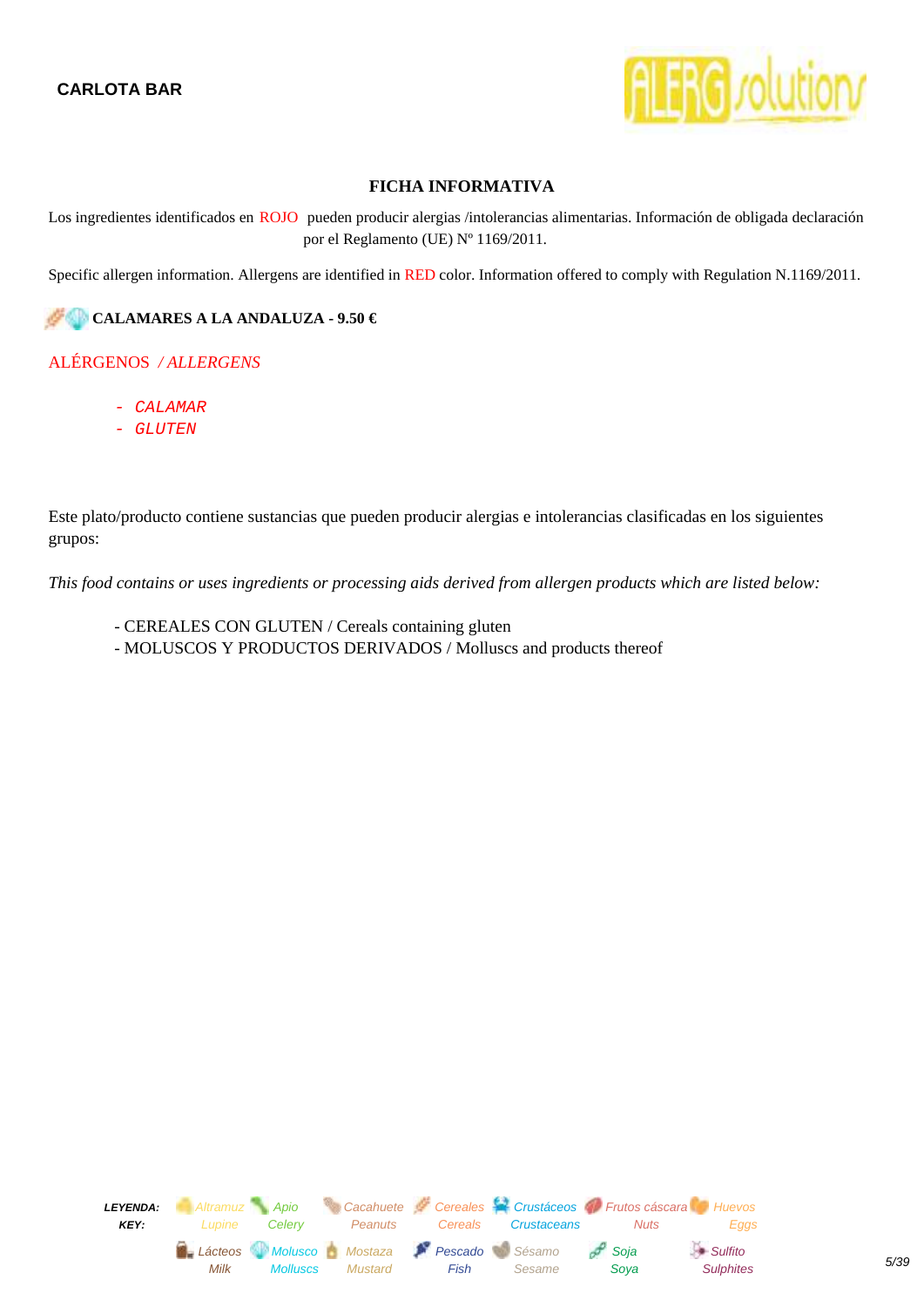**CARLOTA BAR**

## FICHA INFORMATIVA

Los ingredientes identificados en ROJO pueden producir alergias /intolerancias alimentarias. Información de obligada declaración por el Reglamento (UE) Nº 1169/2011.

Specific allergen information. Allergens are identified in RED color. Information offered to comply with Regulation N.1169/2011.

**CALAMARES A LA ANDALUZA - 9.50 €**

ALÉRGENOS / *ALLERGENS*

- CALAMAR
- GLUTEN

Este plato/producto contiene sustancias que pueden producir alergias e intolerancias clasificadas en los siguientes grupos:

*This food contains or uses ingredients or processing aids derived from allergen products which are listed below:*

- CEREALES CON GLUTEN / Cereals containing gluten
- MOLUSCOS Y PRODUCTOS DERIVADOS / Molluscs and products thereof

| LEYENDA: KEY: | Altramuz Lupine | Apio Celery | Cacahuete Peanuts | Cereales Cereals | Crustáceos Crustaceans | Frutos cáscara Nuts | Huevos Eggs |
|---|---|---|---|---|---|---|---|
| | Lácteos Milk | Molusco Molluscs | Mostaza Mustard | Pescado Fish | Sésamo Sesame | Soja Soya | Sulfito Sulphites |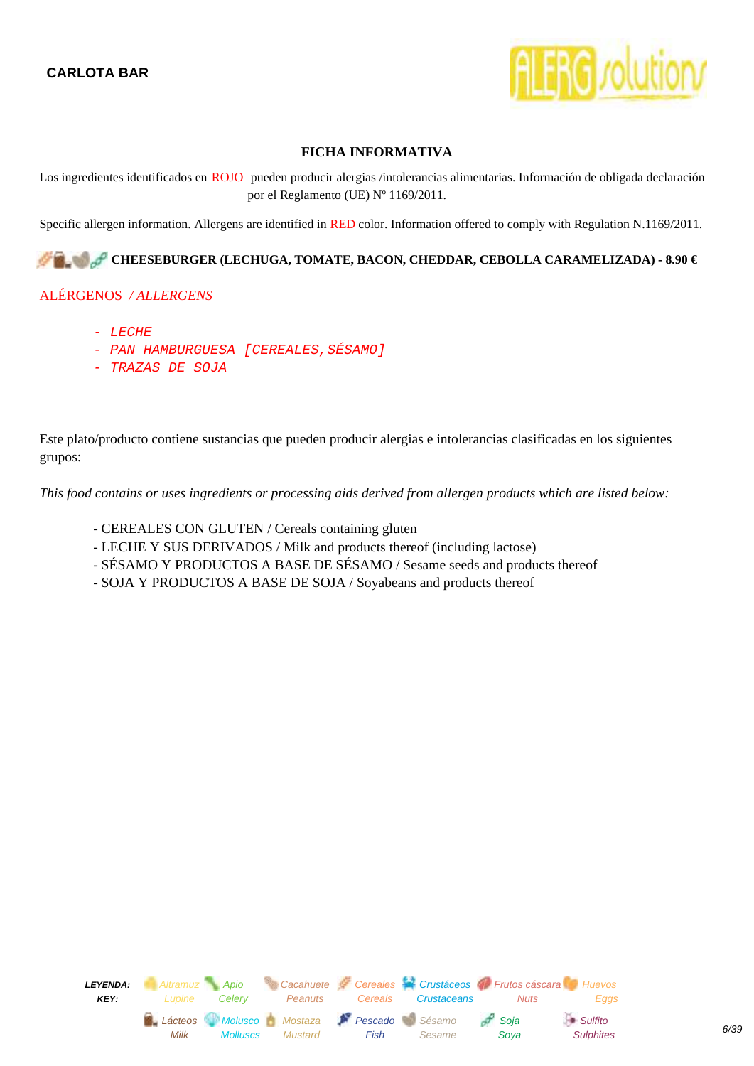**CARLOTA BAR**

## FICHA INFORMATIVA

Los ingredientes identificados en ROJO pueden producir alergias /intolerancias alimentarias. Información de obligada declaración por el Reglamento (UE) Nº 1169/2011.

Specific allergen information. Allergens are identified in RED color. Information offered to comply with Regulation N.1169/2011.

**CHEESEBURGER (LECHUGA, TOMATE, BACON, CHEDDAR, CEBOLLA CARAMELIZADA) - 8.90 €**

ALÉRGENOS / *ALLERGENS*

- LECHE
- PAN HAMBURGUESA [CEREALES,SÉSAMO]
- TRAZAS DE SOJA

Este plato/producto contiene sustancias que pueden producir alergias e intolerancias clasificadas en los siguientes grupos:

*This food contains or uses ingredients or processing aids derived from allergen products which are listed below:*

- CEREALES CON GLUTEN / Cereals containing gluten
- LECHE Y SUS DERIVADOS / Milk and products thereof (including lactose)
- SÉSAMO Y PRODUCTOS A BASE DE SÉSAMO / Sesame seeds and products thereof
- SOJA Y PRODUCTOS A BASE DE SOJA / Soyabeans and products thereof

**LEYENDA: KEY:** Altramuz Lupine · Apio Celery · Cacahuete Peanuts · Cereales Cereals · Crustáceos Crustaceans · Frutos cáscara Nuts · Huevos Eggs · Lácteos Milk · Molusco Molluscs · Mostaza Mustard · Pescado Fish · Sésamo Sesame · Soja Soya · Sulfito Sulphites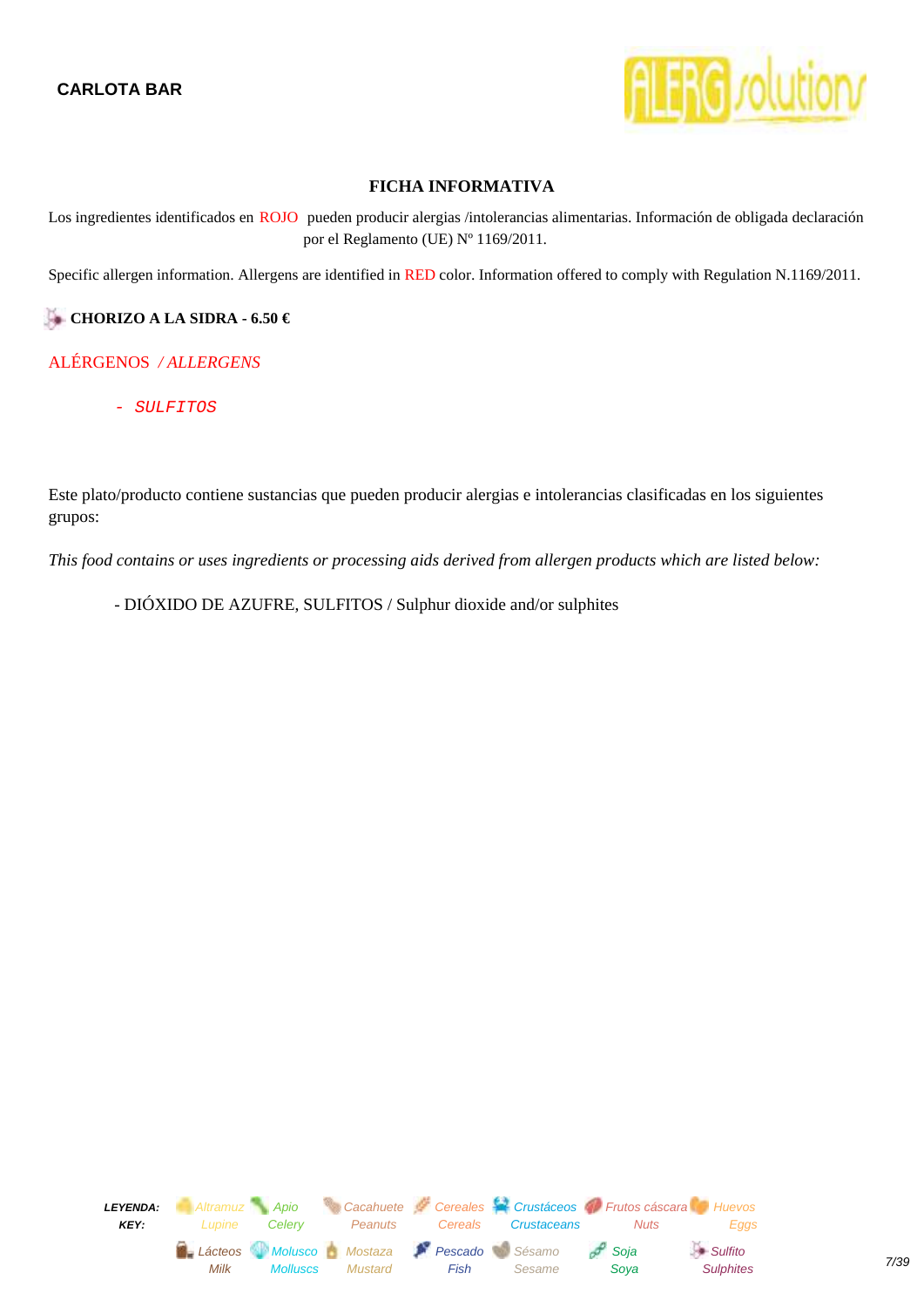**CARLOTA BAR**

## FICHA INFORMATIVA

Los ingredientes identificados en ROJO pueden producir alergias /intolerancias alimentarias. Información de obligada declaración por el Reglamento (UE) Nº 1169/2011.

Specific allergen information. Allergens are identified in RED color. Information offered to comply with Regulation N.1169/2011.

**CHORIZO A LA SIDRA - 6.50 €**

ALÉRGENOS / *ALLERGENS*

- *SULFITOS*

Este plato/producto contiene sustancias que pueden producir alergias e intolerancias clasificadas en los siguientes grupos:

*This food contains or uses ingredients or processing aids derived from allergen products which are listed below:*

- DIÓXIDO DE AZUFRE, SULFITOS / Sulphur dioxide and/or sulphites

| LEYENDA: / KEY: | | | | | | | |
|---|---|---|---|---|---|---|---|
| Altramuz / Lupine | Apio / Celery | Cacahuete / Peanuts | Cereales / Cereals | Crustáceos / Crustaceans | Frutos cáscara / Nuts | Huevos / Eggs | |
| Lácteos / Milk | Molusco / Molluscs | Mostaza / Mustard | Pescado / Fish | Sésamo / Sesame | Soja / Soya | Sulfito / Sulphites | |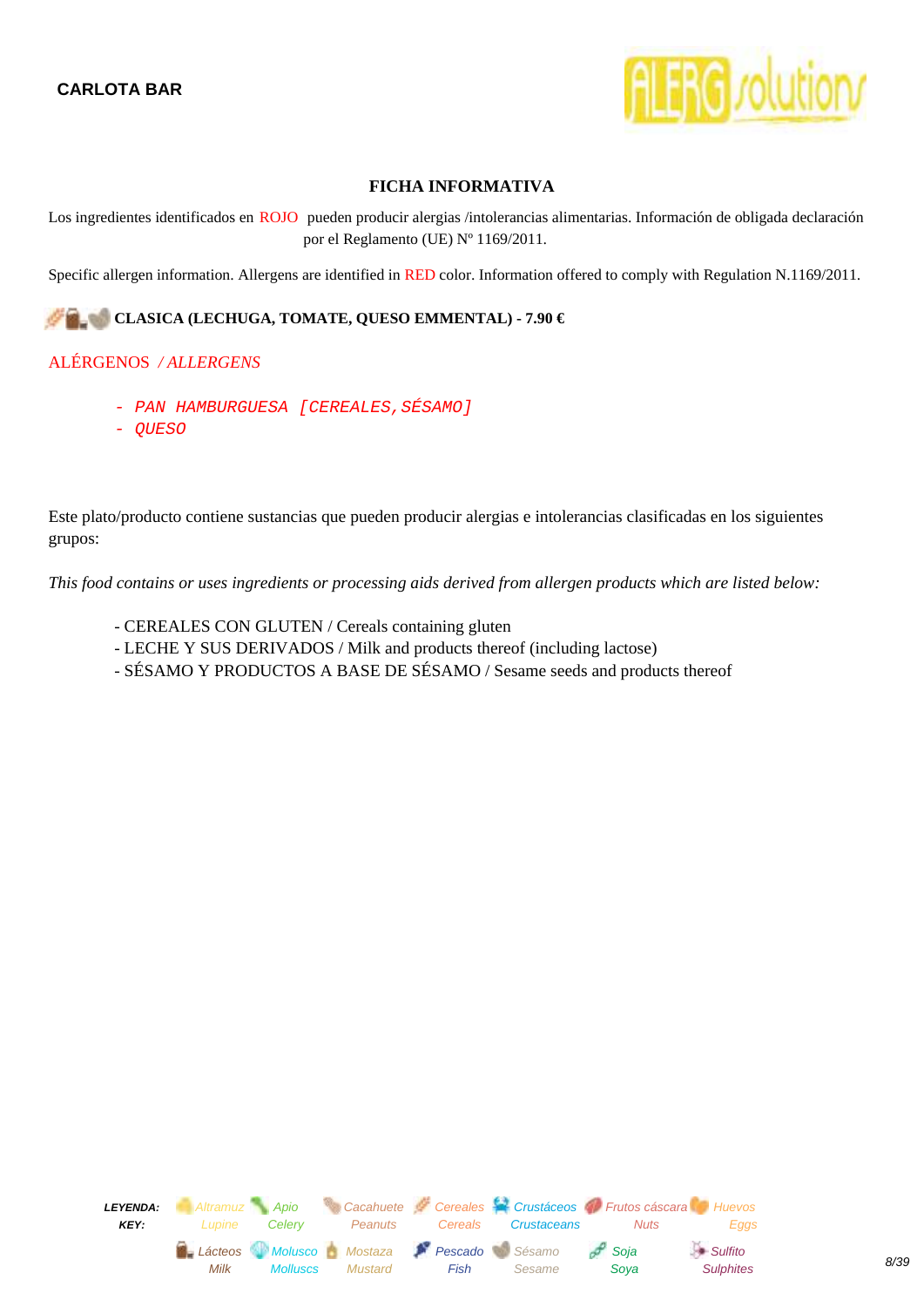**CARLOTA BAR**

## FICHA INFORMATIVA

Los ingredientes identificados en ROJO pueden producir alergias /intolerancias alimentarias. Información de obligada declaración por el Reglamento (UE) Nº 1169/2011.

Specific allergen information. Allergens are identified in RED color. Information offered to comply with Regulation N.1169/2011.

**CLASICA (LECHUGA, TOMATE, QUESO EMMENTAL) - 7.90 €**

ALÉRGENOS */ ALLERGENS*

- *PAN HAMBURGUESA [CEREALES,SÉSAMO]*
- *QUESO*

Este plato/producto contiene sustancias que pueden producir alergias e intolerancias clasificadas en los siguientes grupos:

*This food contains or uses ingredients or processing aids derived from allergen products which are listed below:*

- CEREALES CON GLUTEN / Cereals containing gluten
- LECHE Y SUS DERIVADOS / Milk and products thereof (including lactose)
- SÉSAMO Y PRODUCTOS A BASE DE SÉSAMO / Sesame seeds and products thereof

***LEYENDA: KEY:*** *Altramuz Lupine* · *Apio Celery* · *Cacahuete Peanuts* · *Cereales Cereals* · *Crustáceos Crustaceans* · *Frutos cáscara Nuts* · *Huevos Eggs* · *Lácteos Milk* · *Molusco Molluscs* · *Mostaza Mustard* · *Pescado Fish* · *Sésamo Sesame* · *Soja Soya* · *Sulfito Sulphites*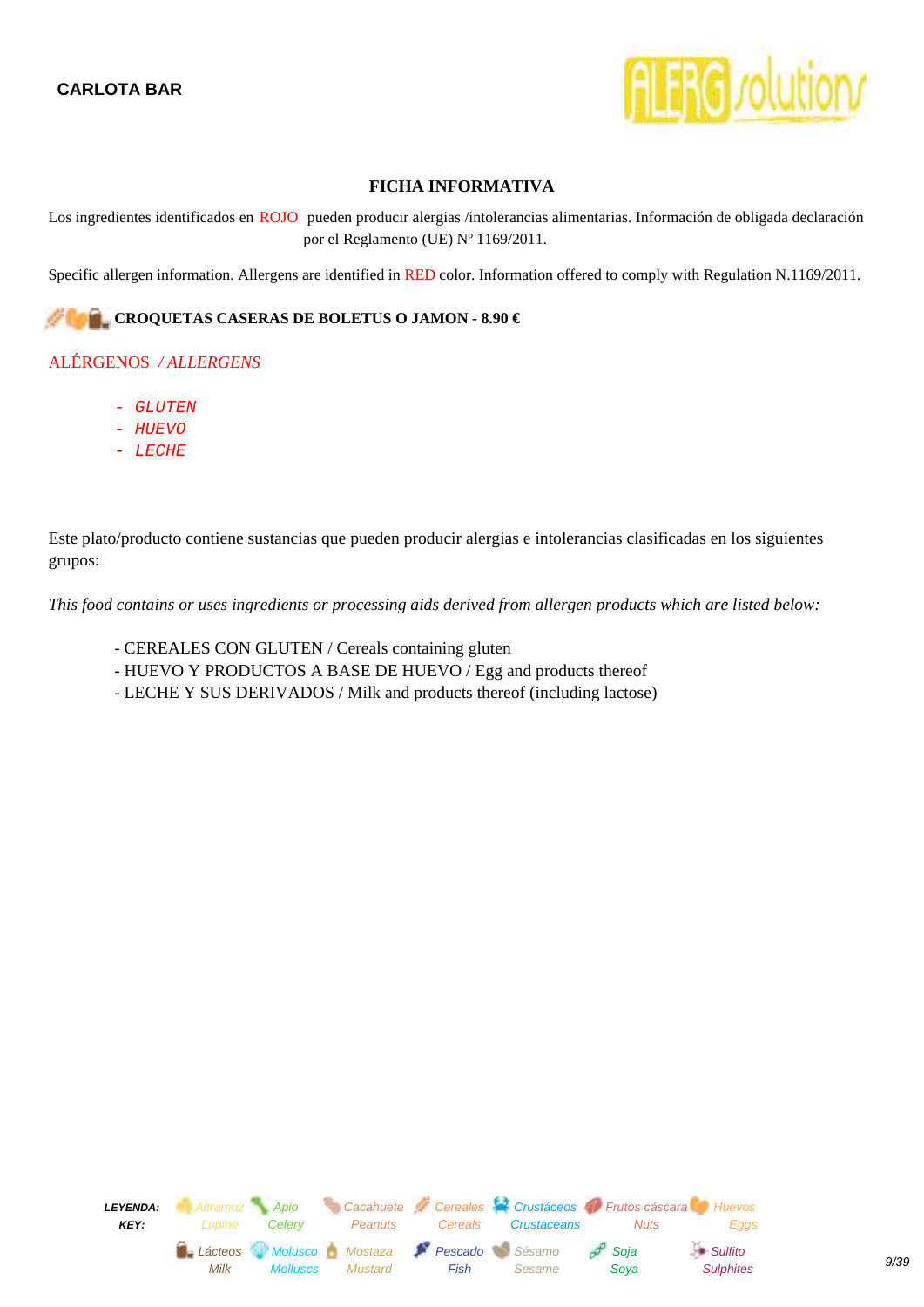**CARLOTA BAR**

## FICHA INFORMATIVA

Los ingredientes identificados en ROJO pueden producir alergias /intolerancias alimentarias. Información de obligada declaración por el Reglamento (UE) Nº 1169/2011.

Specific allergen information. Allergens are identified in RED color. Information offered to comply with Regulation N.1169/2011.

**CROQUETAS CASERAS DE BOLETUS O JAMON - 8.90 €**

ALÉRGENOS / *ALLERGENS*

- *GLUTEN*
- *HUEVO*
- *LECHE*

Este plato/producto contiene sustancias que pueden producir alergias e intolerancias clasificadas en los siguientes grupos:

*This food contains or uses ingredients or processing aids derived from allergen products which are listed below:*

- CEREALES CON GLUTEN / Cereals containing gluten
- HUEVO Y PRODUCTOS A BASE DE HUEVO / Egg and products thereof
- LECHE Y SUS DERIVADOS / Milk and products thereof (including lactose)

| LEYENDA: KEY: | Altramuz Lupine | Apio Celery | Cacahuete Peanuts | Cereales Cereals | Crustáceos Crustaceans | Frutos cáscara Nuts | Huevos Eggs |
|---|---|---|---|---|---|---|---|
| | Lácteos Milk | Molusco Molluscs | Mostaza Mustard | Pescado Fish | Sésamo Sesame | Soja Soya | Sulfito Sulphites |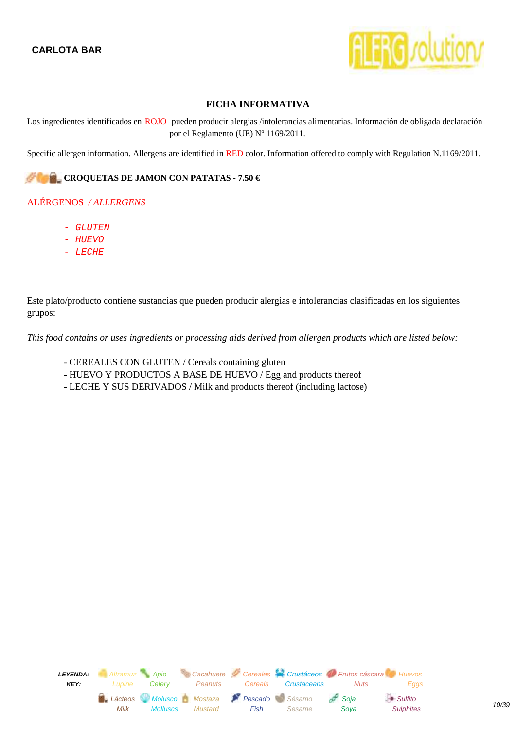**CARLOTA BAR**

## FICHA INFORMATIVA

Los ingredientes identificados en ROJO pueden producir alergias /intolerancias alimentarias. Información de obligada declaración por el Reglamento (UE) Nº 1169/2011.

Specific allergen information. Allergens are identified in RED color. Information offered to comply with Regulation N.1169/2011.

### CROQUETAS DE JAMON CON PATATAS - 7.50 €

ALÉRGENOS */ ALLERGENS*

- *GLUTEN*
- *HUEVO*
- *LECHE*

Este plato/producto contiene sustancias que pueden producir alergias e intolerancias clasificadas en los siguientes grupos:

*This food contains or uses ingredients or processing aids derived from allergen products which are listed below:*

- CEREALES CON GLUTEN / Cereals containing gluten
- HUEVO Y PRODUCTOS A BASE DE HUEVO / Egg and products thereof
- LECHE Y SUS DERIVADOS / Milk and products thereof (including lactose)

**LEYENDA: KEY:**

| Altramuz *Lupine* | Apio *Celery* | Cacahuete *Peanuts* | Cereales *Cereals* | Crustáceos *Crustaceans* | Frutos cáscara *Nuts* | Huevos *Eggs* |
|---|---|---|---|---|---|---|
| Lácteos *Milk* | Molusco *Molluscs* | Mostaza *Mustard* | Pescado *Fish* | Sésamo *Sesame* | Soja *Soya* | Sulfito *Sulphites* |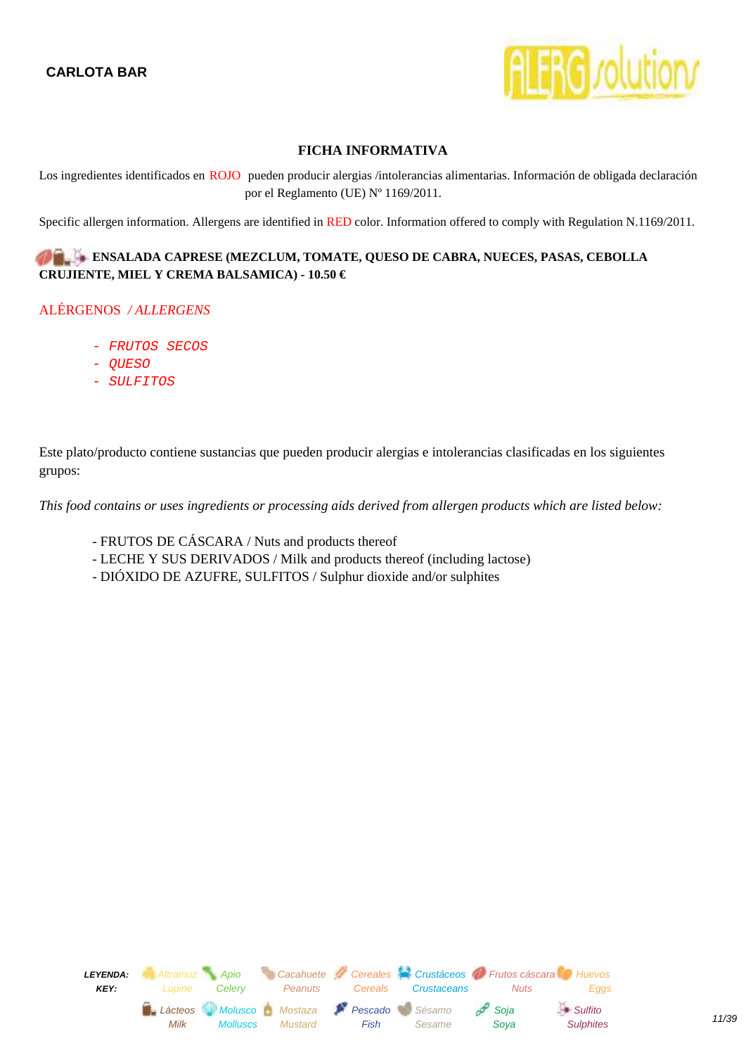CARLOTA BAR

### FICHA INFORMATIVA

Los ingredientes identificados en ROJO pueden producir alergias /intolerancias alimentarias. Información de obligada declaración por el Reglamento (UE) Nº 1169/2011.

Specific allergen information. Allergens are identified in RED color. Information offered to comply with Regulation N.1169/2011.

**ENSALADA CAPRESE (MEZCLUM, TOMATE, QUESO DE CABRA, NUECES, PASAS, CEBOLLA CRUJIENTE, MIEL Y CREMA BALSAMICA) - 10.50 €**

ALÉRGENOS */ ALLERGENS*

- FRUTOS SECOS
- QUESO
- SULFITOS

Este plato/producto contiene sustancias que pueden producir alergias e intolerancias clasificadas en los siguientes grupos:

*This food contains or uses ingredients or processing aids derived from allergen products which are listed below:*

- FRUTOS DE CÁSCARA / Nuts and products thereof
- LECHE Y SUS DERIVADOS / Milk and products thereof (including lactose)
- DIÓXIDO DE AZUFRE, SULFITOS / Sulphur dioxide and/or sulphites

| LEYENDA: KEY: | Altramuz Lupine | Apio Celery | Cacahuete Peanuts | Cereales Cereals | Crustáceos Crustaceans | Frutos cáscara Nuts | Huevos Eggs |
|---|---|---|---|---|---|---|---|
| | Lácteos Milk | Molusco Molluscs | Mostaza Mustard | Pescado Fish | Sésamo Sesame | Soja Soya | Sulfito Sulphites |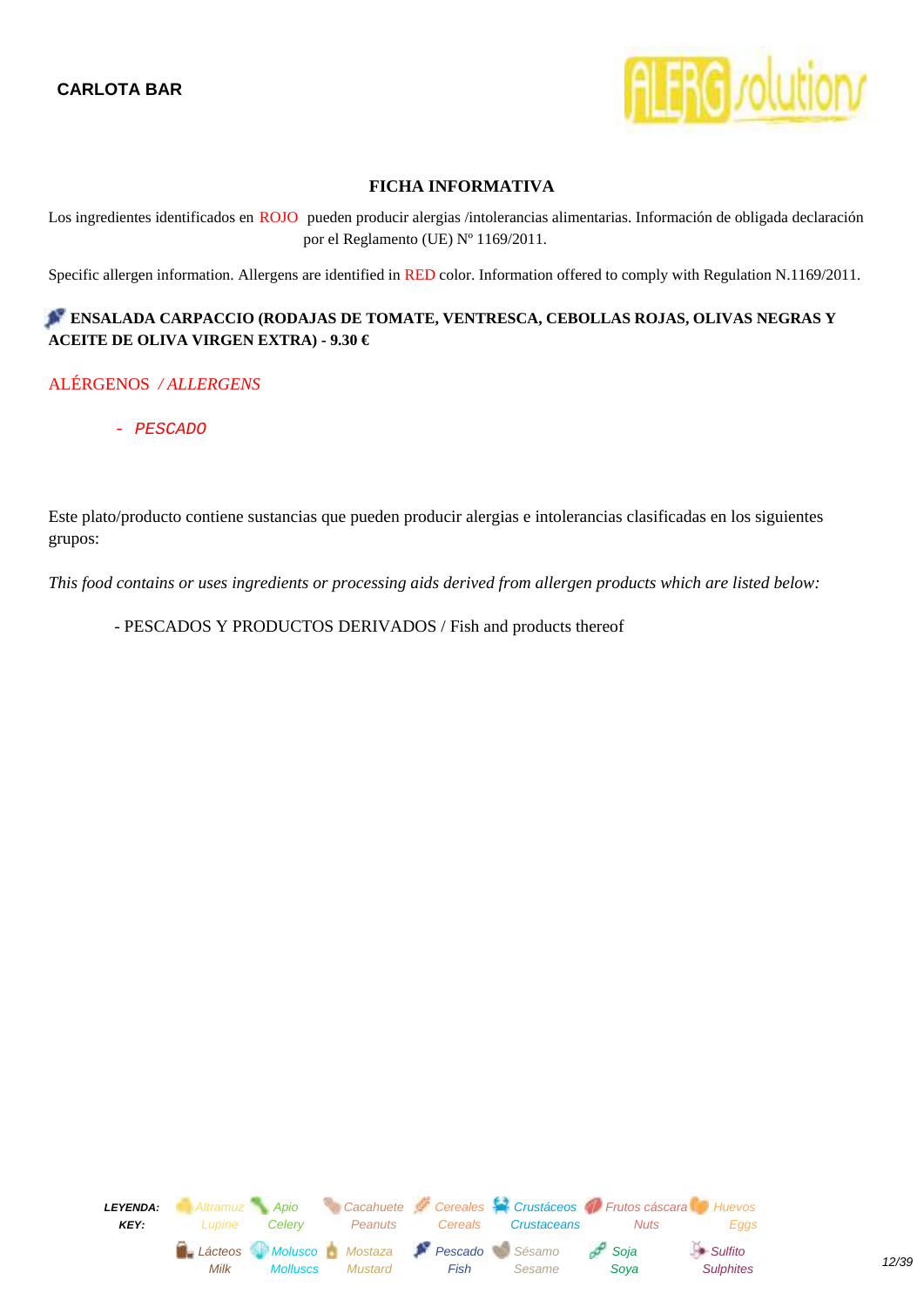**CARLOTA BAR**

## FICHA INFORMATIVA

Los ingredientes identificados en ROJO pueden producir alergias /intolerancias alimentarias. Información de obligada declaración por el Reglamento (UE) Nº 1169/2011.

Specific allergen information. Allergens are identified in RED color. Information offered to comply with Regulation N.1169/2011.

### ENSALADA CARPACCIO (RODAJAS DE TOMATE, VENTRESCA, CEBOLLAS ROJAS, OLIVAS NEGRAS Y ACEITE DE OLIVA VIRGEN EXTRA) - 9.30 €

ALÉRGENOS */ ALLERGENS*

- *PESCADO*

Este plato/producto contiene sustancias que pueden producir alergias e intolerancias clasificadas en los siguientes grupos:

*This food contains or uses ingredients or processing aids derived from allergen products which are listed below:*

- PESCADOS Y PRODUCTOS DERIVADOS / Fish and products thereof

| *LEYENDA: KEY:* | | | | | | | |
|---|---|---|---|---|---|---|---|
| | *Altramuz Lupine* | *Apio Celery* | *Cacahuete Peanuts* | *Cereales Cereals* | *Crustáceos Crustaceans* | *Frutos cáscara Nuts* | *Huevos Eggs* |
| | *Lácteos Milk* | *Molusco Molluscs* | *Mostaza Mustard* | *Pescado Fish* | *Sésamo Sesame* | *Soja Soya* | *Sulfito Sulphites* |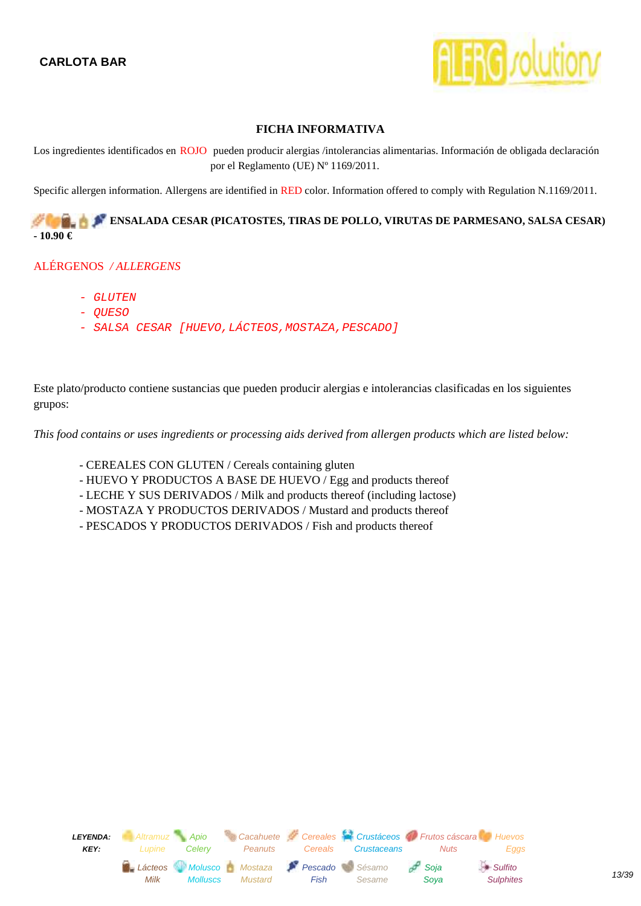**CARLOTA BAR**

## FICHA INFORMATIVA

Los ingredientes identificados en ROJO pueden producir alergias /intolerancias alimentarias. Información de obligada declaración por el Reglamento (UE) Nº 1169/2011.

Specific allergen information. Allergens are identified in RED color. Information offered to comply with Regulation N.1169/2011.

**ENSALADA CESAR (PICATOSTES, TIRAS DE POLLO, VIRUTAS DE PARMESANO, SALSA CESAR) - 10.90 €**

ALÉRGENOS */ ALLERGENS*

- GLUTEN
- QUESO
- SALSA CESAR [HUEVO,LÁCTEOS,MOSTAZA,PESCADO]

Este plato/producto contiene sustancias que pueden producir alergias e intolerancias clasificadas en los siguientes grupos:

*This food contains or uses ingredients or processing aids derived from allergen products which are listed below:*

- CEREALES CON GLUTEN / Cereals containing gluten
- HUEVO Y PRODUCTOS A BASE DE HUEVO / Egg and products thereof
- LECHE Y SUS DERIVADOS / Milk and products thereof (including lactose)
- MOSTAZA Y PRODUCTOS DERIVADOS / Mustard and products thereof
- PESCADOS Y PRODUCTOS DERIVADOS / Fish and products thereof

| *LEYENDA: KEY:* | Altramuz Lupine | Apio Celery | Cacahuete Peanuts | Cereales Cereals | Crustáceos Crustaceans | Frutos cáscara Nuts | Huevos Eggs |
|---|---|---|---|---|---|---|---|
| | Lácteos Milk | Molusco Molluscs | Mostaza Mustard | Pescado Fish | Sésamo Sesame | Soja Soya | Sulfito Sulphites |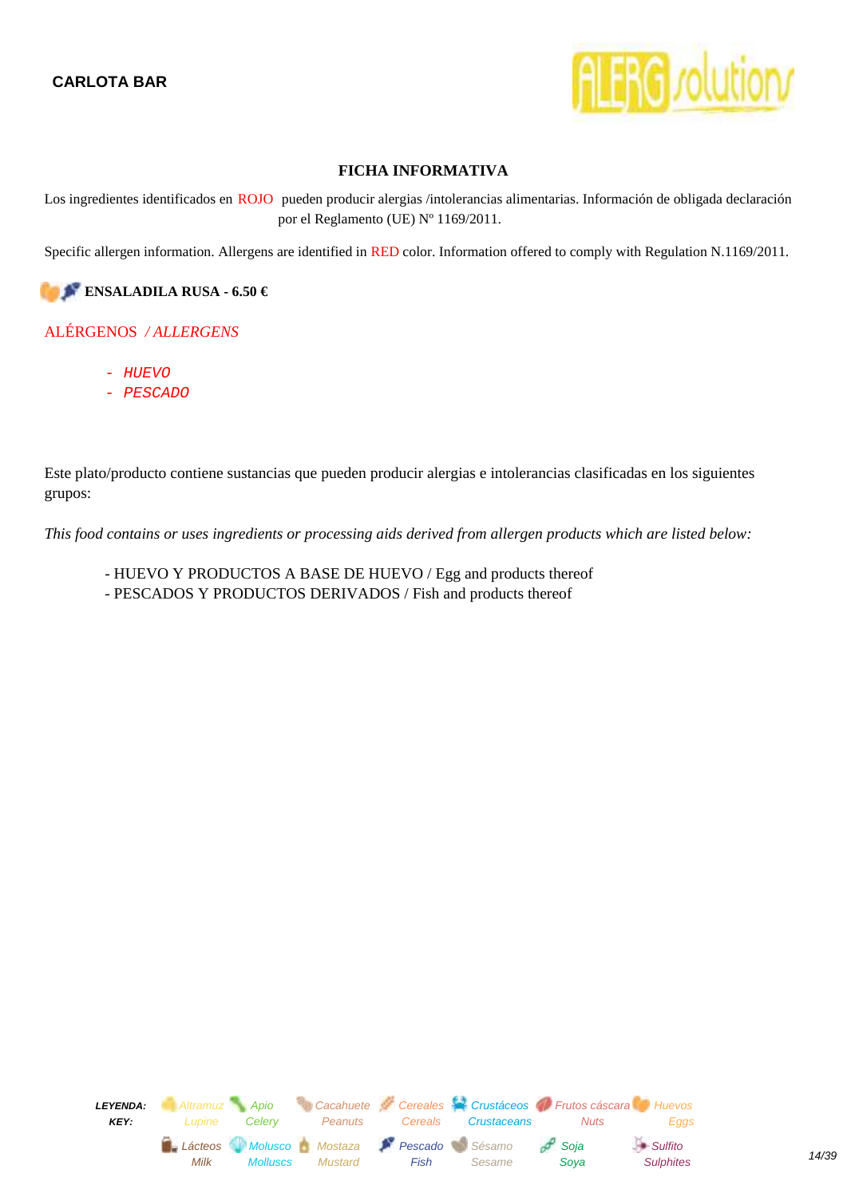**CARLOTA BAR**

## FICHA INFORMATIVA

Los ingredientes identificados en ROJO pueden producir alergias /intolerancias alimentarias. Información de obligada declaración por el Reglamento (UE) Nº 1169/2011.

Specific allergen information. Allergens are identified in RED color. Information offered to comply with Regulation N.1169/2011.

### ENSALADILA RUSA - 6.50 €

ALÉRGENOS / *ALLERGENS*

- *HUEVO*
- *PESCADO*

Este plato/producto contiene sustancias que pueden producir alergias e intolerancias clasificadas en los siguientes grupos:

*This food contains or uses ingredients or processing aids derived from allergen products which are listed below:*

- HUEVO Y PRODUCTOS A BASE DE HUEVO / Egg and products thereof
- PESCADOS Y PRODUCTOS DERIVADOS / Fish and products thereof

| ***LEYENDA:*** ***KEY:*** | Altramuz *Lupine* | Apio *Celery* | Cacahuete *Peanuts* | Cereales *Cereals* | Crustáceos *Crustaceans* | Frutos cáscara *Nuts* | Huevos *Eggs* |
|---|---|---|---|---|---|---|---|
| | Lácteos *Milk* | Molusco *Molluscs* | Mostaza *Mustard* | Pescado *Fish* | Sésamo *Sesame* | Soja *Soya* | Sulfito *Sulphites* |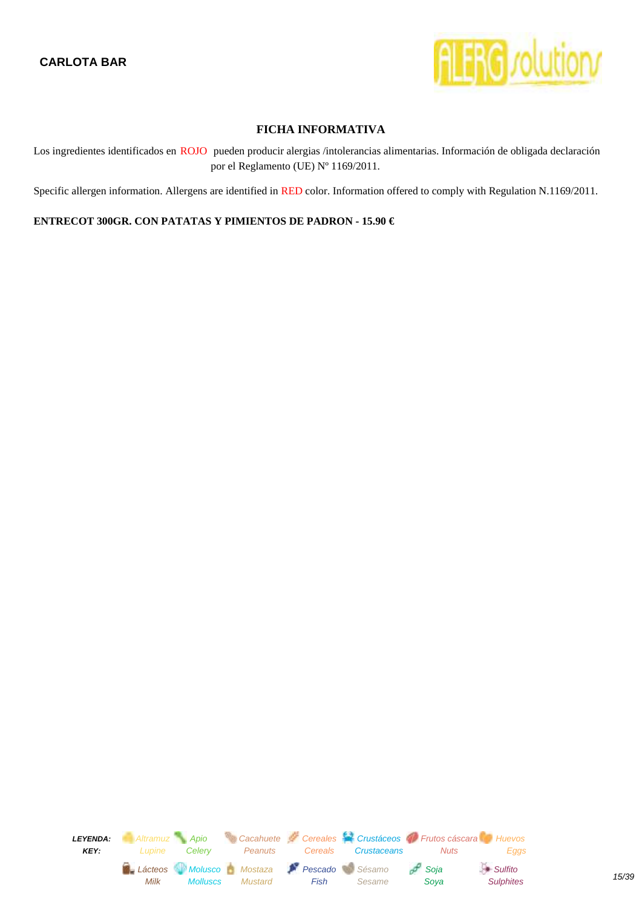**CARLOTA BAR**

## FICHA INFORMATIVA

Los ingredientes identificados en ROJO pueden producir alergias /intolerancias alimentarias. Información de obligada declaración por el Reglamento (UE) Nº 1169/2011.

Specific allergen information. Allergens are identified in RED color. Information offered to comply with Regulation N.1169/2011.

**ENTRECOT 300GR. CON PATATAS Y PIMIENTOS DE PADRON - 15.90 €**

***LEYENDA:***
***KEY:***

| Altramuz | Apio | Cacahuete | Cereales | Crustáceos | Frutos cáscara | Huevos |
|---|---|---|---|---|---|---|
| Lupine | Celery | Peanuts | Cereals | Crustaceans | Nuts | Eggs |
| Lácteos | Molusco | Mostaza | Pescado | Sésamo | Soja | Sulfito |
| Milk | Molluscs | Mustard | Fish | Sesame | Soya | Sulphites |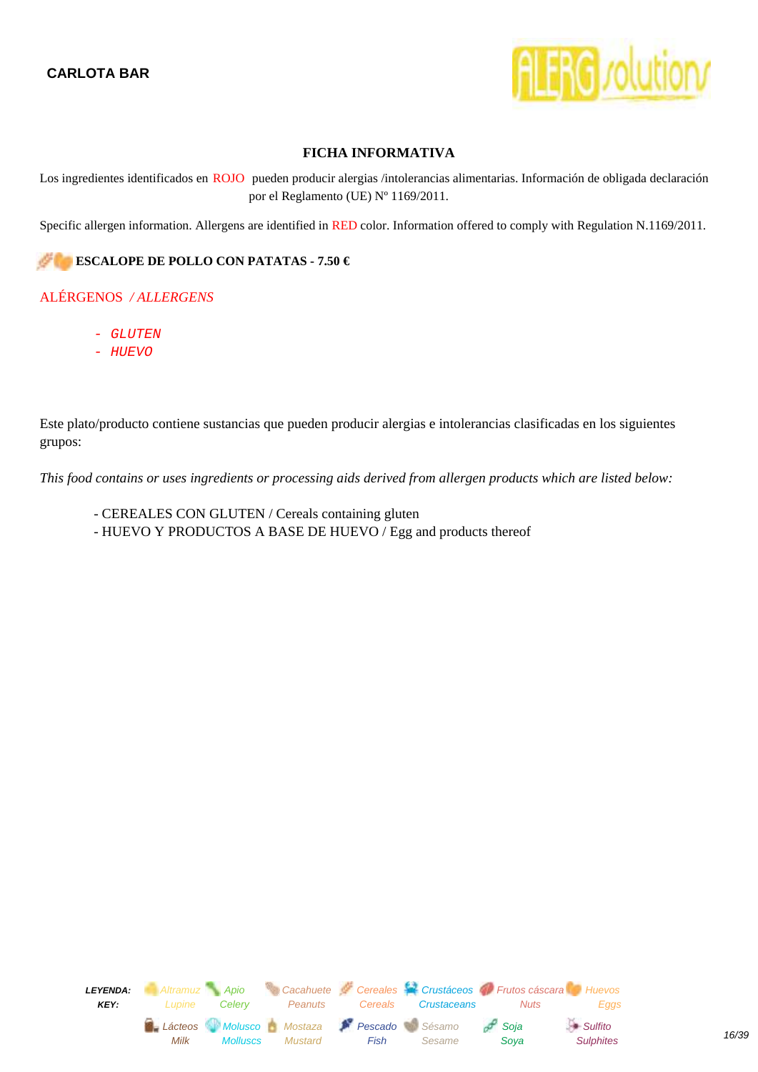**CARLOTA BAR**

## FICHA INFORMATIVA

Los ingredientes identificados en ROJO pueden producir alergias /intolerancias alimentarias. Información de obligada declaración por el Reglamento (UE) Nº 1169/2011.

Specific allergen information. Allergens are identified in RED color. Information offered to comply with Regulation N.1169/2011.

**ESCALOPE DE POLLO CON PATATAS - 7.50 €**

ALÉRGENOS / *ALLERGENS*

- *GLUTEN*
- *HUEVO*

Este plato/producto contiene sustancias que pueden producir alergias e intolerancias clasificadas en los siguientes grupos:

*This food contains or uses ingredients or processing aids derived from allergen products which are listed below:*

- CEREALES CON GLUTEN / Cereals containing gluten
- HUEVO Y PRODUCTOS A BASE DE HUEVO / Egg and products thereof

| LEYENDA: KEY: | | | | | | | |
|---|---|---|---|---|---|---|---|
| | Altramuz Lupine | Apio Celery | Cacahuete Peanuts | Cereales Cereals | Crustáceos Crustaceans | Frutos cáscara Nuts | Huevos Eggs |
| | Lácteos Milk | Molusco Molluscs | Mostaza Mustard | Pescado Fish | Sésamo Sesame | Soja Soya | Sulfito Sulphites |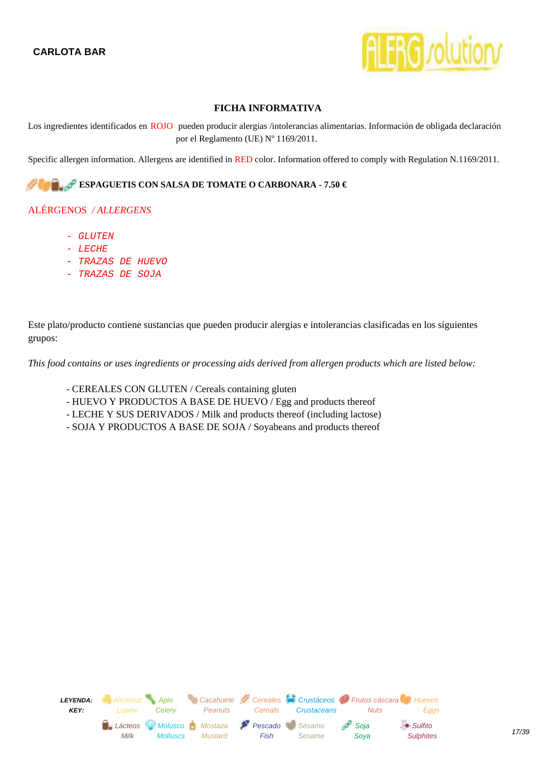**CARLOTA BAR**

### FICHA INFORMATIVA

Los ingredientes identificados en ROJO pueden producir alergias /intolerancias alimentarias. Información de obligada declaración por el Reglamento (UE) Nº 1169/2011.

Specific allergen information. Allergens are identified in RED color. Information offered to comply with Regulation N.1169/2011.

**ESPAGUETIS CON SALSA DE TOMATE O CARBONARA - 7.50 €**

ALÉRGENOS / *ALLERGENS*

- GLUTEN
- LECHE
- TRAZAS DE HUEVO
- TRAZAS DE SOJA

Este plato/producto contiene sustancias que pueden producir alergias e intolerancias clasificadas en los siguientes grupos:

*This food contains or uses ingredients or processing aids derived from allergen products which are listed below:*

- CEREALES CON GLUTEN / Cereals containing gluten
- HUEVO Y PRODUCTOS A BASE DE HUEVO / Egg and products thereof
- LECHE Y SUS DERIVADOS / Milk and products thereof (including lactose)
- SOJA Y PRODUCTOS A BASE DE SOJA / Soyabeans and products thereof

| LEYENDA: KEY: | Altramuz Lupine | Apio Celery | Cacahuete Peanuts | Cereales Cereals | Crustáceos Crustaceans | Frutos cáscara Nuts | Huevos Eggs |
|---|---|---|---|---|---|---|---|
| | Lácteos Milk | Molusco Molluscs | Mostaza Mustard | Pescado Fish | Sésamo Sesame | Soja Soya | Sulfito Sulphites |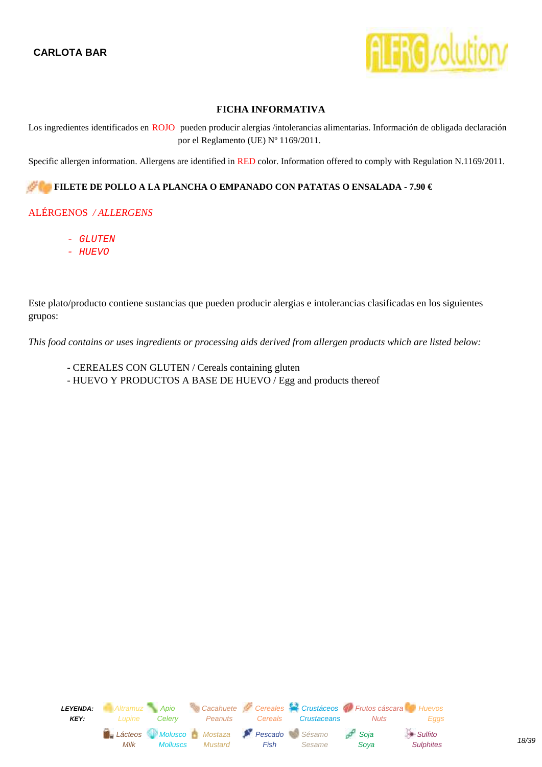**CARLOTA BAR**

### FICHA INFORMATIVA

Los ingredientes identificados en ROJO pueden producir alergias /intolerancias alimentarias. Información de obligada declaración por el Reglamento (UE) Nº 1169/2011.

Specific allergen information. Allergens are identified in RED color. Information offered to comply with Regulation N.1169/2011.

**FILETE DE POLLO A LA PLANCHA O EMPANADO CON PATATAS O ENSALADA - 7.90 €**

ALÉRGENOS */ ALLERGENS*

- *GLUTEN*
- *HUEVO*

Este plato/producto contiene sustancias que pueden producir alergias e intolerancias clasificadas en los siguientes grupos:

*This food contains or uses ingredients or processing aids derived from allergen products which are listed below:*

- CEREALES CON GLUTEN / Cereals containing gluten
- HUEVO Y PRODUCTOS A BASE DE HUEVO / Egg and products thereof

| LEYENDA: KEY: | Altramuz Lupine | Apio Celery | Cacahuete Peanuts | Cereales Cereals | Crustáceos Crustaceans | Frutos cáscara Nuts | Huevos Eggs |
|---|---|---|---|---|---|---|---|
| | Lácteos Milk | Molusco Molluscs | Mostaza Mustard | Pescado Fish | Sésamo Sesame | Soja Soya | Sulfito Sulphites |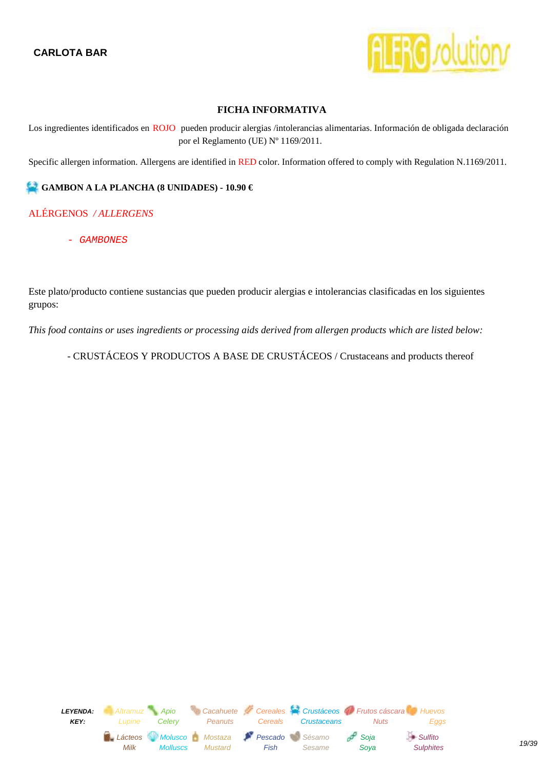**CARLOTA BAR**

## FICHA INFORMATIVA

Los ingredientes identificados en ROJO pueden producir alergias /intolerancias alimentarias. Información de obligada declaración por el Reglamento (UE) Nº 1169/2011.

Specific allergen information. Allergens are identified in RED color. Information offered to comply with Regulation N.1169/2011.

**GAMBON A LA PLANCHA (8 UNIDADES) - 10.90 €**

ALÉRGENOS / *ALLERGENS*

- *GAMBONES*

Este plato/producto contiene sustancias que pueden producir alergias e intolerancias clasificadas en los siguientes grupos:

*This food contains or uses ingredients or processing aids derived from allergen products which are listed below:*

- CRUSTÁCEOS Y PRODUCTOS A BASE DE CRUSTÁCEOS / Crustaceans and products thereof

**LEYENDA: KEY:**

| Altramuz<br>Lupine | Apio<br>Celery | Cacahuete<br>Peanuts | Cereales<br>Cereals | Crustáceos<br>Crustaceans | Frutos cáscara<br>Nuts | Huevos<br>Eggs |
|---|---|---|---|---|---|---|
| Lácteos<br>Milk | Molusco<br>Molluscs | Mostaza<br>Mustard | Pescado<br>Fish | Sésamo<br>Sesame | Soja<br>Soya | Sulfito<br>Sulphites |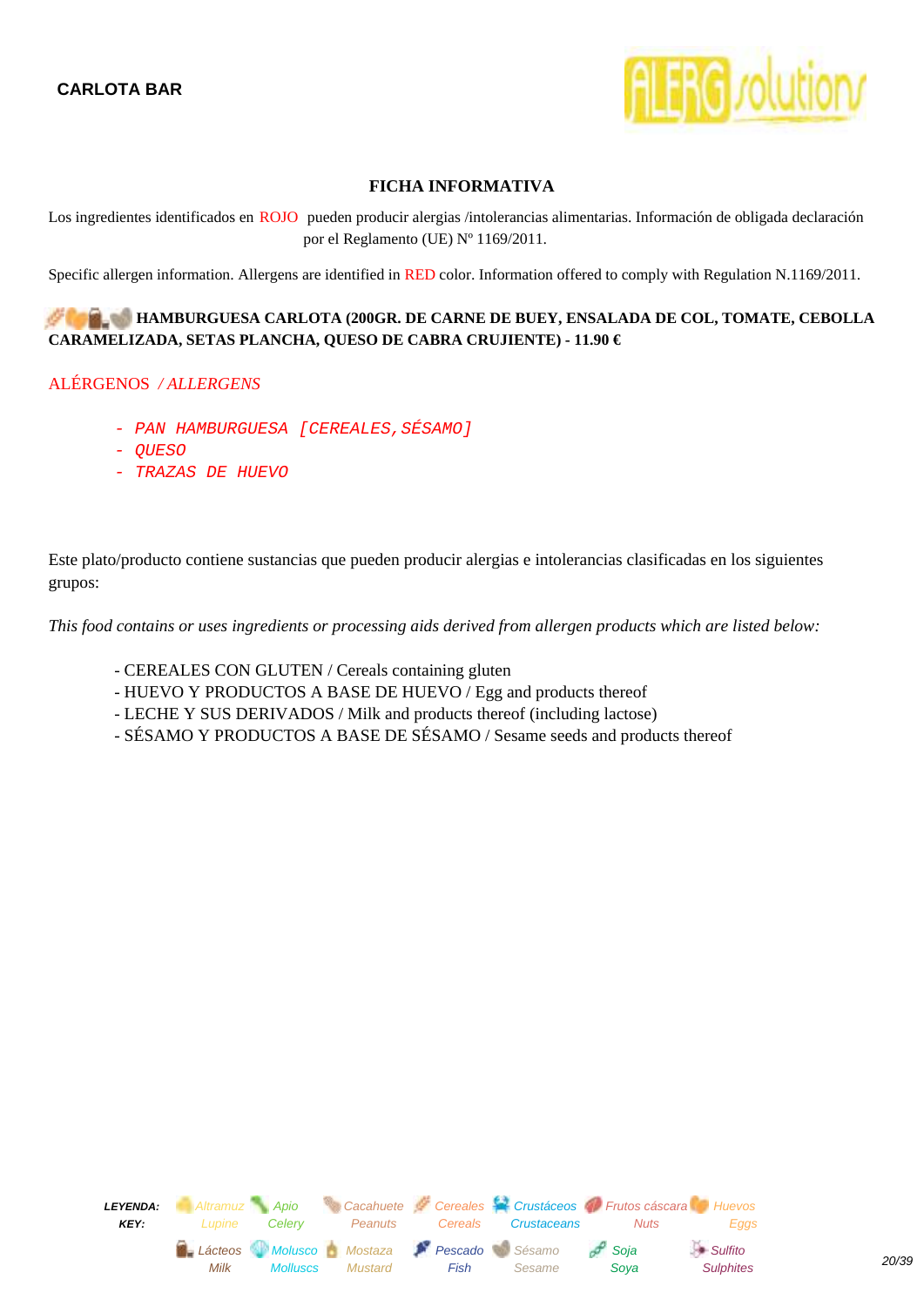**CARLOTA BAR**

## FICHA INFORMATIVA

Los ingredientes identificados en ROJO pueden producir alergias /intolerancias alimentarias. Información de obligada declaración por el Reglamento (UE) Nº 1169/2011.

Specific allergen information. Allergens are identified in RED color. Information offered to comply with Regulation N.1169/2011.

**HAMBURGUESA CARLOTA (200GR. DE CARNE DE BUEY, ENSALADA DE COL, TOMATE, CEBOLLA CARAMELIZADA, SETAS PLANCHA, QUESO DE CABRA CRUJIENTE) - 11.90 €**

ALÉRGENOS / *ALLERGENS*

- *PAN HAMBURGUESA [CEREALES,SÉSAMO]*
- *QUESO*
- *TRAZAS DE HUEVO*

Este plato/producto contiene sustancias que pueden producir alergias e intolerancias clasificadas en los siguientes grupos:

*This food contains or uses ingredients or processing aids derived from allergen products which are listed below:*

- CEREALES CON GLUTEN / Cereals containing gluten
- HUEVO Y PRODUCTOS A BASE DE HUEVO / Egg and products thereof
- LECHE Y SUS DERIVADOS / Milk and products thereof (including lactose)
- SÉSAMO Y PRODUCTOS A BASE DE SÉSAMO / Sesame seeds and products thereof

**LEYENDA: KEY:** Altramuz / Lupine, Apio / Celery, Cacahuete / Peanuts, Cereales / Cereals, Crustáceos / Crustaceans, Frutos cáscara / Nuts, Huevos / Eggs, Lácteos / Milk, Molusco / Molluscs, Mostaza / Mustard, Pescado / Fish, Sésamo / Sesame, Soja / Soya, Sulfito / Sulphites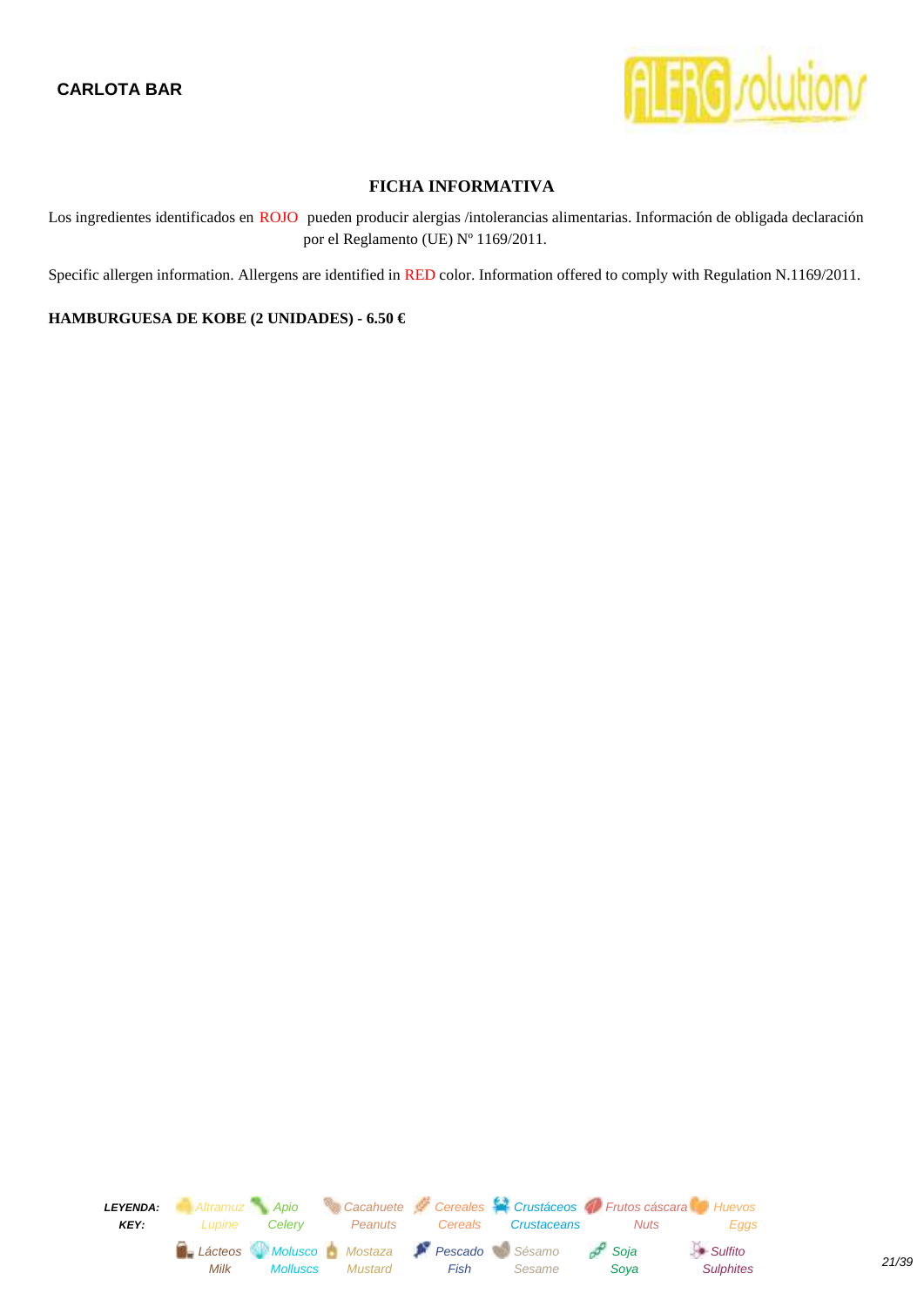**CARLOTA BAR**

## FICHA INFORMATIVA

Los ingredientes identificados en ROJO pueden producir alergias /intolerancias alimentarias. Información de obligada declaración por el Reglamento (UE) Nº 1169/2011.

Specific allergen information. Allergens are identified in RED color. Information offered to comply with Regulation N.1169/2011.

**HAMBURGUESA DE KOBE (2 UNIDADES) - 6.50 €**

| ***LEYENDA: KEY:*** | *Altramuz Lupine* | *Apio Celery* | *Cacahuete Peanuts* | *Cereales Cereals* | *Crustáceos Crustaceans* | *Frutos cáscara Nuts* | *Huevos Eggs* |
|---|---|---|---|---|---|---|---|
| | *Lácteos Milk* | *Molusco Molluscs* | *Mostaza Mustard* | *Pescado Fish* | *Sésamo Sesame* | *Soja Soya* | *Sulfito Sulphites* |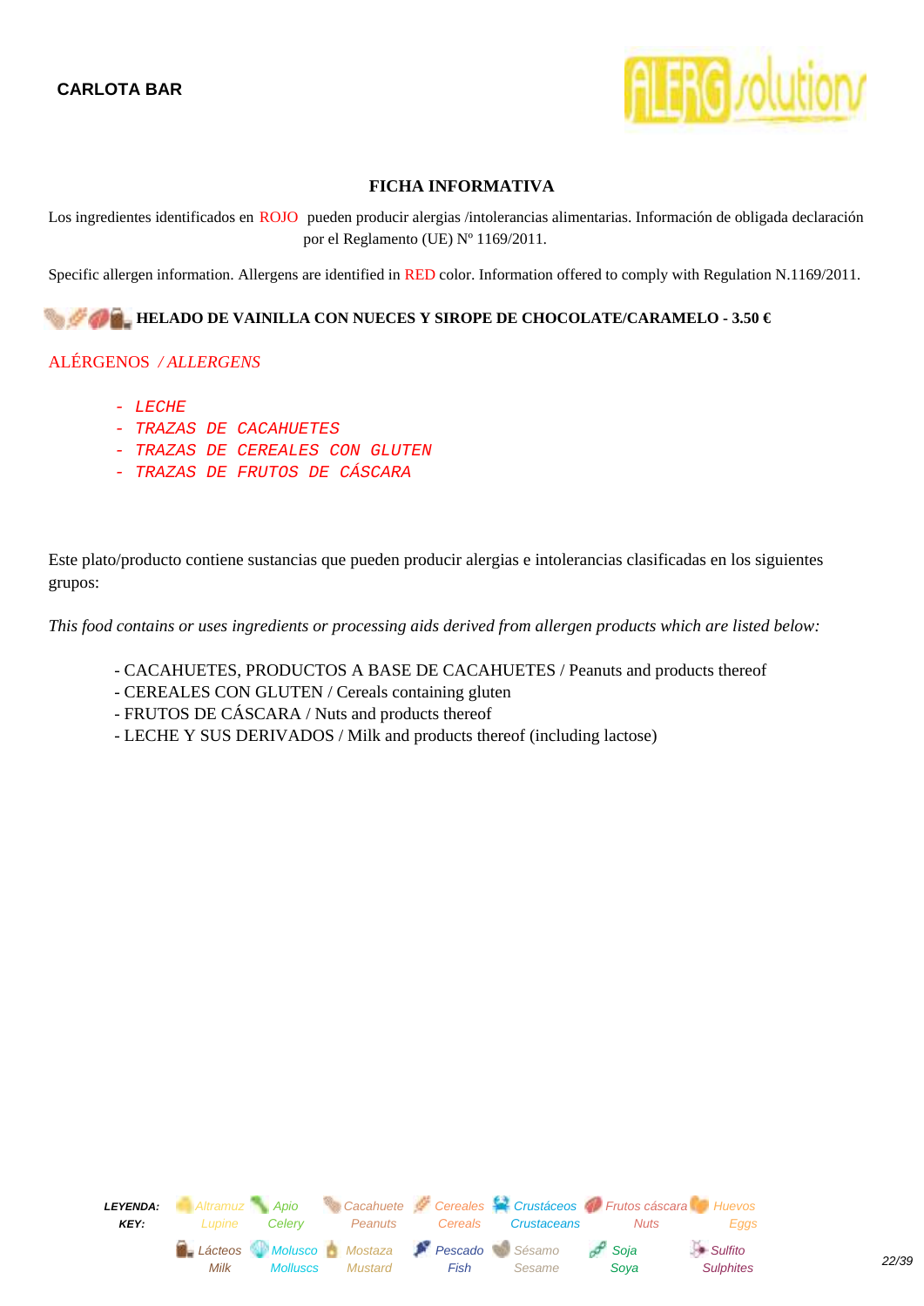**CARLOTA BAR**

## FICHA INFORMATIVA

Los ingredientes identificados en ROJO pueden producir alergias /intolerancias alimentarias. Información de obligada declaración por el Reglamento (UE) Nº 1169/2011.

Specific allergen information. Allergens are identified in RED color. Information offered to comply with Regulation N.1169/2011.

**HELADO DE VAINILLA CON NUECES Y SIROPE DE CHOCOLATE/CARAMELO - 3.50 €**

ALÉRGENOS */ ALLERGENS*

- *LECHE*
- *TRAZAS DE CACAHUETES*
- *TRAZAS DE CEREALES CON GLUTEN*
- *TRAZAS DE FRUTOS DE CÁSCARA*

Este plato/producto contiene sustancias que pueden producir alergias e intolerancias clasificadas en los siguientes grupos:

*This food contains or uses ingredients or processing aids derived from allergen products which are listed below:*

- CACAHUETES, PRODUCTOS A BASE DE CACAHUETES / Peanuts and products thereof
- CEREALES CON GLUTEN / Cereals containing gluten
- FRUTOS DE CÁSCARA / Nuts and products thereof
- LECHE Y SUS DERIVADOS / Milk and products thereof (including lactose)

***LEYENDA: / KEY:***

| Altramuz / Lupine | Apio / Celery | Cacahuete / Peanuts | Cereales / Cereals | Crustáceos / Crustaceans | Frutos cáscara / Nuts | Huevos / Eggs |
|---|---|---|---|---|---|---|
| Lácteos / Milk | Molusco / Molluscs | Mostaza / Mustard | Pescado / Fish | Sésamo / Sesame | Soja / Soya | Sulfito / Sulphites |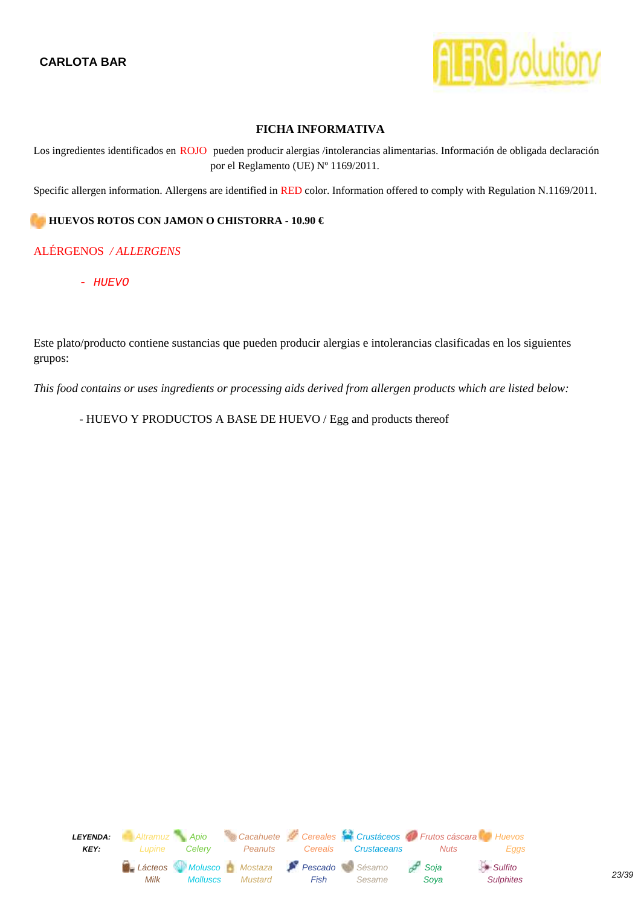**CARLOTA BAR**

## FICHA INFORMATIVA

Los ingredientes identificados en ROJO pueden producir alergias /intolerancias alimentarias. Información de obligada declaración por el Reglamento (UE) Nº 1169/2011.

Specific allergen information. Allergens are identified in RED color. Information offered to comply with Regulation N.1169/2011.

### HUEVOS ROTOS CON JAMON O CHISTORRA - 10.90 €

ALÉRGENOS */ ALLERGENS*

- *HUEVO*

Este plato/producto contiene sustancias que pueden producir alergias e intolerancias clasificadas en los siguientes grupos:

*This food contains or uses ingredients or processing aids derived from allergen products which are listed below:*

- HUEVO Y PRODUCTOS A BASE DE HUEVO / Egg and products thereof

| LEYENDA: KEY: | Altramuz Lupine | Apio Celery | Cacahuete Peanuts | Cereales Cereals | Crustáceos Crustaceans | Frutos cáscara Nuts | Huevos Eggs |
|---|---|---|---|---|---|---|---|
| | Lácteos Milk | Molusco Molluscs | Mostaza Mustard | Pescado Fish | Sésamo Sesame | Soja Soya | Sulfito Sulphites |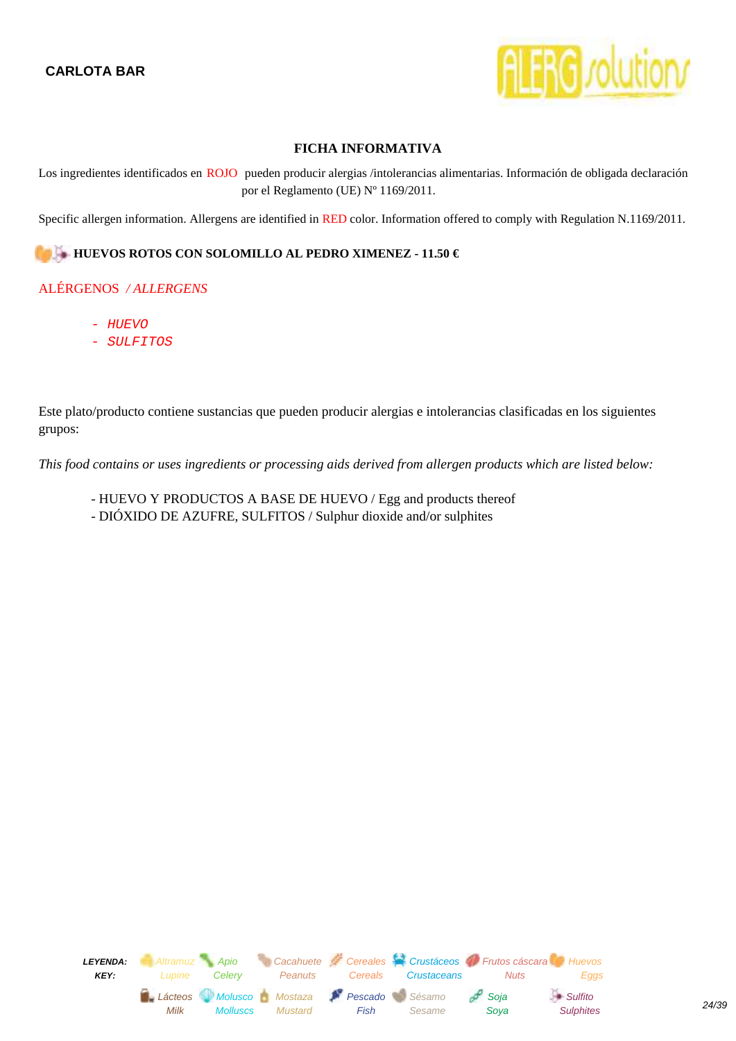**CARLOTA BAR**

### FICHA INFORMATIVA

Los ingredientes identificados en ROJO pueden producir alergias /intolerancias alimentarias. Información de obligada declaración por el Reglamento (UE) Nº 1169/2011.

Specific allergen information. Allergens are identified in RED color. Information offered to comply with Regulation N.1169/2011.

**HUEVOS ROTOS CON SOLOMILLO AL PEDRO XIMENEZ - 11.50 €**

ALÉRGENOS / *ALLERGENS*

- *HUEVO*
- *SULFITOS*

Este plato/producto contiene sustancias que pueden producir alergias e intolerancias clasificadas en los siguientes grupos:

*This food contains or uses ingredients or processing aids derived from allergen products which are listed below:*

- HUEVO Y PRODUCTOS A BASE DE HUEVO / Egg and products thereof
- DIÓXIDO DE AZUFRE, SULFITOS / Sulphur dioxide and/or sulphites

**LEYENDA: / KEY:**

| Altramuz / Lupine | Apio / Celery | Cacahuete / Peanuts | Cereales / Cereals | Crustáceos / Crustaceans | Frutos cáscara / Nuts | Huevos / Eggs |
|---|---|---|---|---|---|---|
| Lácteos / Milk | Molusco / Molluscs | Mostaza / Mustard | Pescado / Fish | Sésamo / Sesame | Soja / Soya | Sulfito / Sulphites |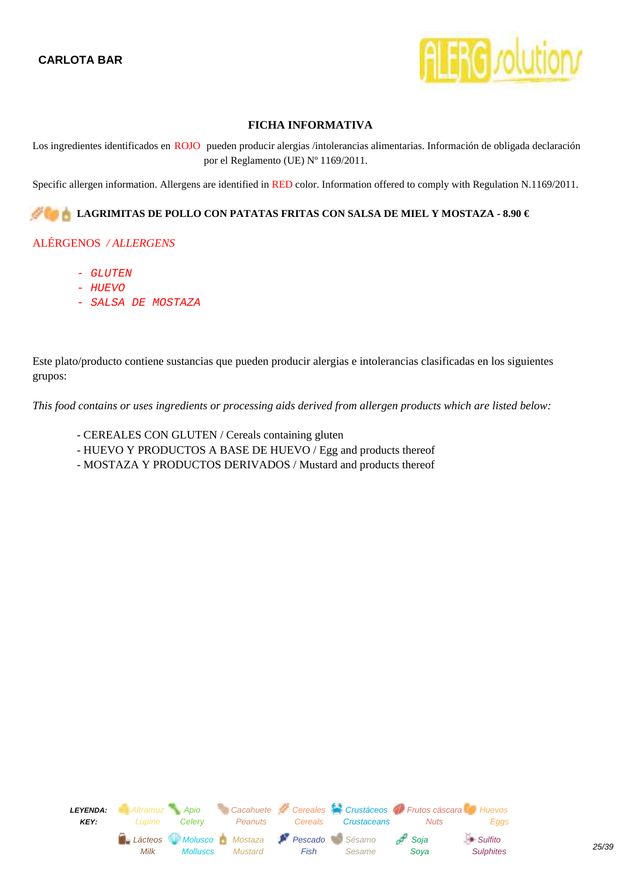**CARLOTA BAR**

## FICHA INFORMATIVA

Los ingredientes identificados en ROJO pueden producir alergias /intolerancias alimentarias. Información de obligada declaración por el Reglamento (UE) Nº 1169/2011.

Specific allergen information. Allergens are identified in RED color. Information offered to comply with Regulation N.1169/2011.

### LAGRIMITAS DE POLLO CON PATATAS FRITAS CON SALSA DE MIEL Y MOSTAZA - 8.90 €

ALÉRGENOS */ ALLERGENS*

- *GLUTEN*
- *HUEVO*
- *SALSA DE MOSTAZA*

Este plato/producto contiene sustancias que pueden producir alergias e intolerancias clasificadas en los siguientes grupos:

*This food contains or uses ingredients or processing aids derived from allergen products which are listed below:*

- CEREALES CON GLUTEN / Cereals containing gluten
- HUEVO Y PRODUCTOS A BASE DE HUEVO / Egg and products thereof
- MOSTAZA Y PRODUCTOS DERIVADOS / Mustard and products thereof

| LEYENDA: KEY: | Altramuz Lupine | Apio Celery | Cacahuete Peanuts | Cereales Cereals | Crustáceos Crustaceans | Frutos cáscara Nuts | Huevos Eggs |
|---|---|---|---|---|---|---|---|
| | Lácteos Milk | Molusco Molluscs | Mostaza Mustard | Pescado Fish | Sésamo Sesame | Soja Soya | Sulfito Sulphites |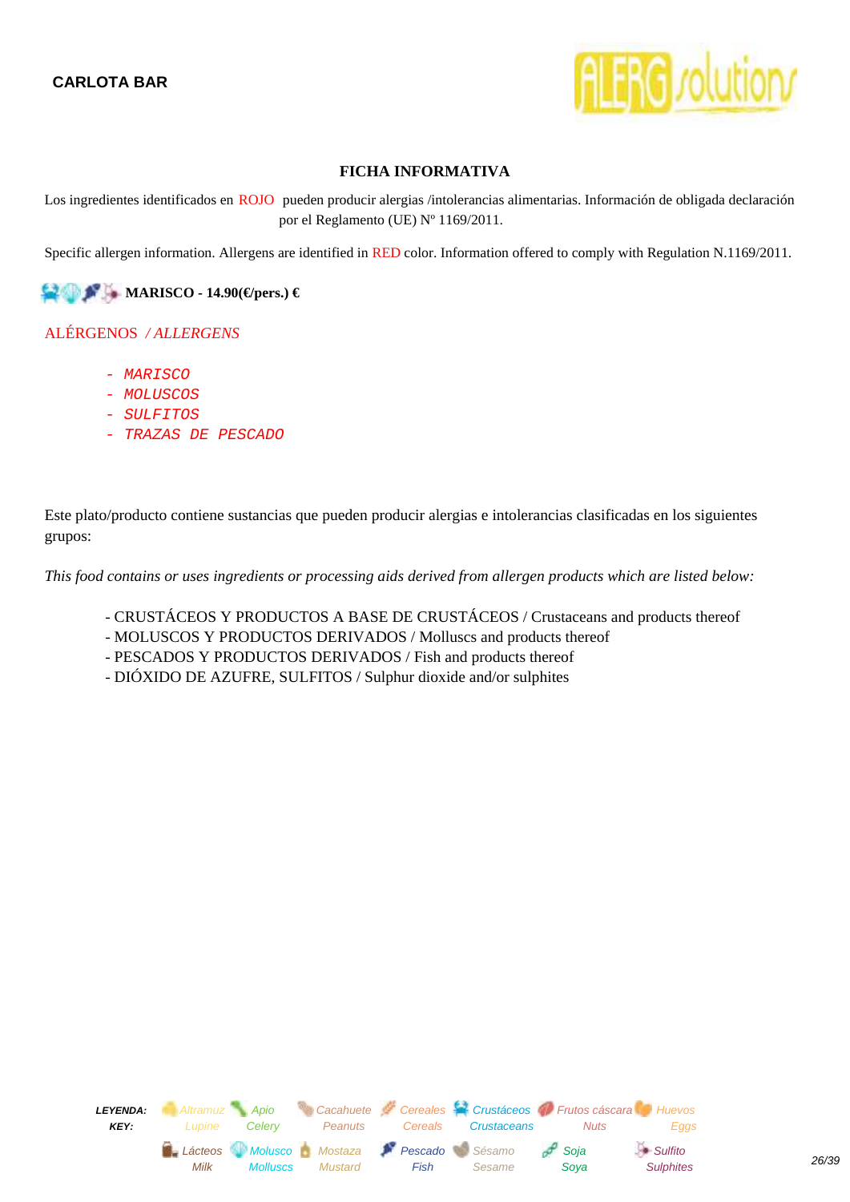**CARLOTA BAR**

## FICHA INFORMATIVA

Los ingredientes identificados en ROJO pueden producir alergias /intolerancias alimentarias. Información de obligada declaración por el Reglamento (UE) Nº 1169/2011.

Specific allergen information. Allergens are identified in RED color. Information offered to comply with Regulation N.1169/2011.

**MARISCO - 14.90(€/pers.) €**

ALÉRGENOS / *ALLERGENS*

- *MARISCO*
- *MOLUSCOS*
- *SULFITOS*
- *TRAZAS DE PESCADO*

Este plato/producto contiene sustancias que pueden producir alergias e intolerancias clasificadas en los siguientes grupos:

*This food contains or uses ingredients or processing aids derived from allergen products which are listed below:*

- CRUSTÁCEOS Y PRODUCTOS A BASE DE CRUSTÁCEOS / Crustaceans and products thereof
- MOLUSCOS Y PRODUCTOS DERIVADOS / Molluscs and products thereof
- PESCADOS Y PRODUCTOS DERIVADOS / Fish and products thereof
- DIÓXIDO DE AZUFRE, SULFITOS / Sulphur dioxide and/or sulphites

| LEYENDA: KEY: | Altramuz Lupine | Apio Celery | Cacahuete Peanuts | Cereales Cereals | Crustáceos Crustaceans | Frutos cáscara Nuts | Huevos Eggs |
|---|---|---|---|---|---|---|---|
| | Lácteos Milk | Molusco Molluscs | Mostaza Mustard | Pescado Fish | Sésamo Sesame | Soja Soya | Sulfito Sulphites |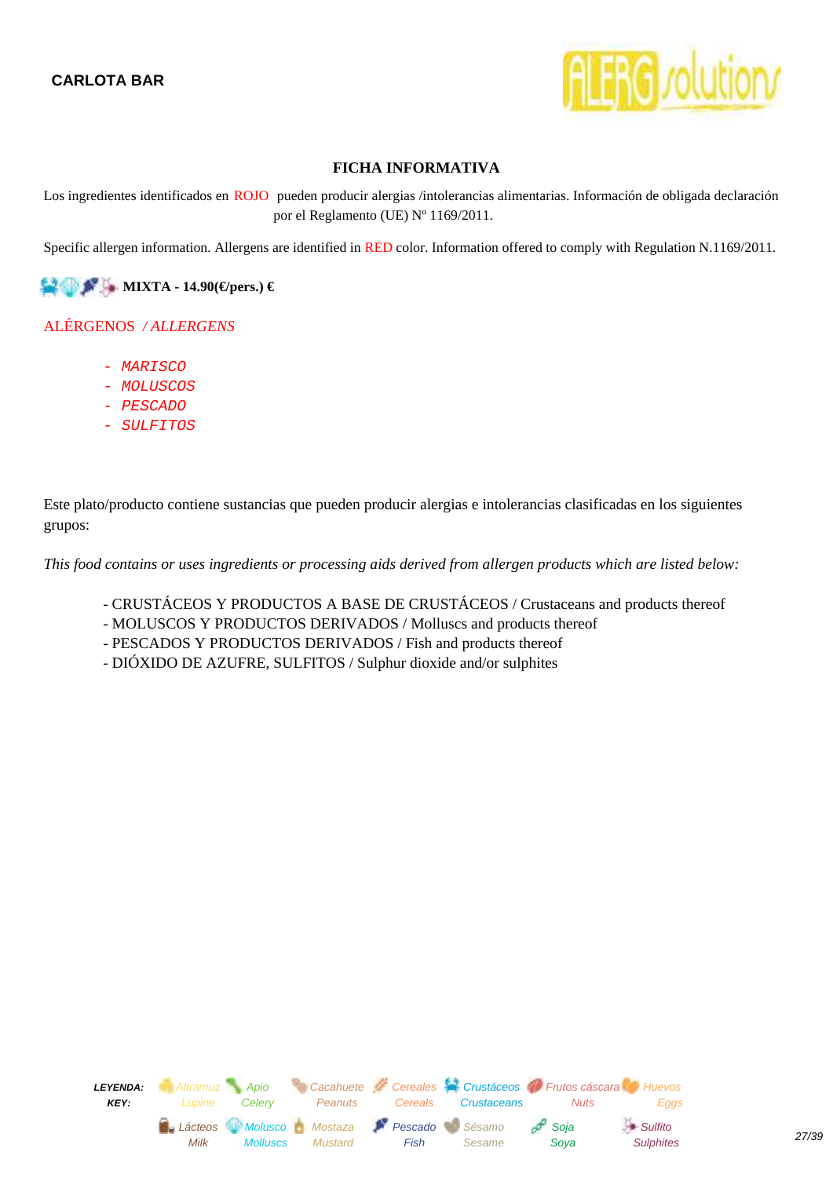**CARLOTA BAR**

## FICHA INFORMATIVA

Los ingredientes identificados en ROJO pueden producir alergias /intolerancias alimentarias. Información de obligada declaración por el Reglamento (UE) Nº 1169/2011.

Specific allergen information. Allergens are identified in RED color. Information offered to comply with Regulation N.1169/2011.

**MIXTA - 14.90(€/pers.) €**

ALÉRGENOS */ ALLERGENS*

- *MARISCO*
- *MOLUSCOS*
- *PESCADO*
- *SULFITOS*

Este plato/producto contiene sustancias que pueden producir alergias e intolerancias clasificadas en los siguientes grupos:

*This food contains or uses ingredients or processing aids derived from allergen products which are listed below:*

- CRUSTÁCEOS Y PRODUCTOS A BASE DE CRUSTÁCEOS / Crustaceans and products thereof
- MOLUSCOS Y PRODUCTOS DERIVADOS / Molluscs and products thereof
- PESCADOS Y PRODUCTOS DERIVADOS / Fish and products thereof
- DIÓXIDO DE AZUFRE, SULFITOS / Sulphur dioxide and/or sulphites

**LEYENDA: KEY:** Altramuz / Lupine, Apio / Celery, Cacahuete / Peanuts, Cereales / Cereals, Crustáceos / Crustaceans, Frutos cáscara / Nuts, Huevos / Eggs, Lácteos / Milk, Molusco / Molluscs, Mostaza / Mustard, Pescado / Fish, Sésamo / Sesame, Soja / Soya, Sulfito / Sulphites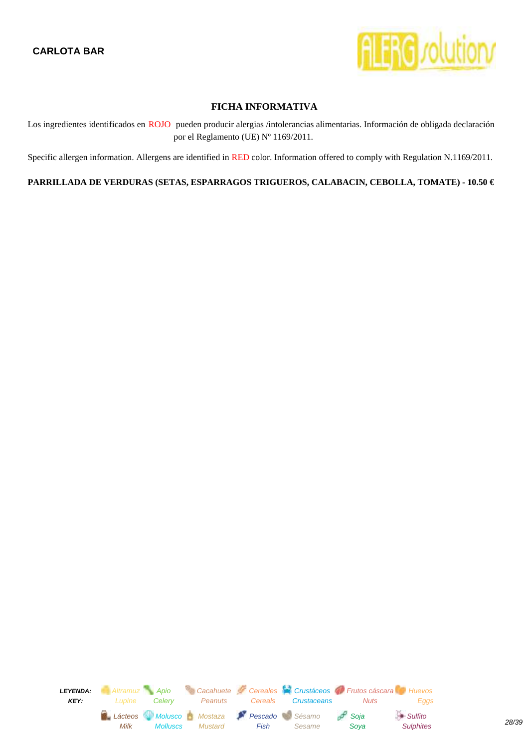**CARLOTA BAR**

## FICHA INFORMATIVA

Los ingredientes identificados en ROJO pueden producir alergias /intolerancias alimentarias. Información de obligada declaración por el Reglamento (UE) Nº 1169/2011.

Specific allergen information. Allergens are identified in RED color. Information offered to comply with Regulation N.1169/2011.

**PARRILLADA DE VERDURAS (SETAS, ESPARRAGOS TRIGUEROS, CALABACIN, CEBOLLA, TOMATE) - 10.50 €**

*LEYENDA:* *Altramuz* *Apio* *Cacahuete* *Cereales* *Crustáceos* *Frutos cáscara* *Huevos*
*KEY:* *Lupine* *Celery* *Peanuts* *Cereals* *Crustaceans* *Nuts* *Eggs*

*Lácteos* *Molusco* *Mostaza* *Pescado* *Sésamo* *Soja* *Sulfito*
*Milk* *Molluscs* *Mustard* *Fish* *Sesame* *Soya* *Sulphites*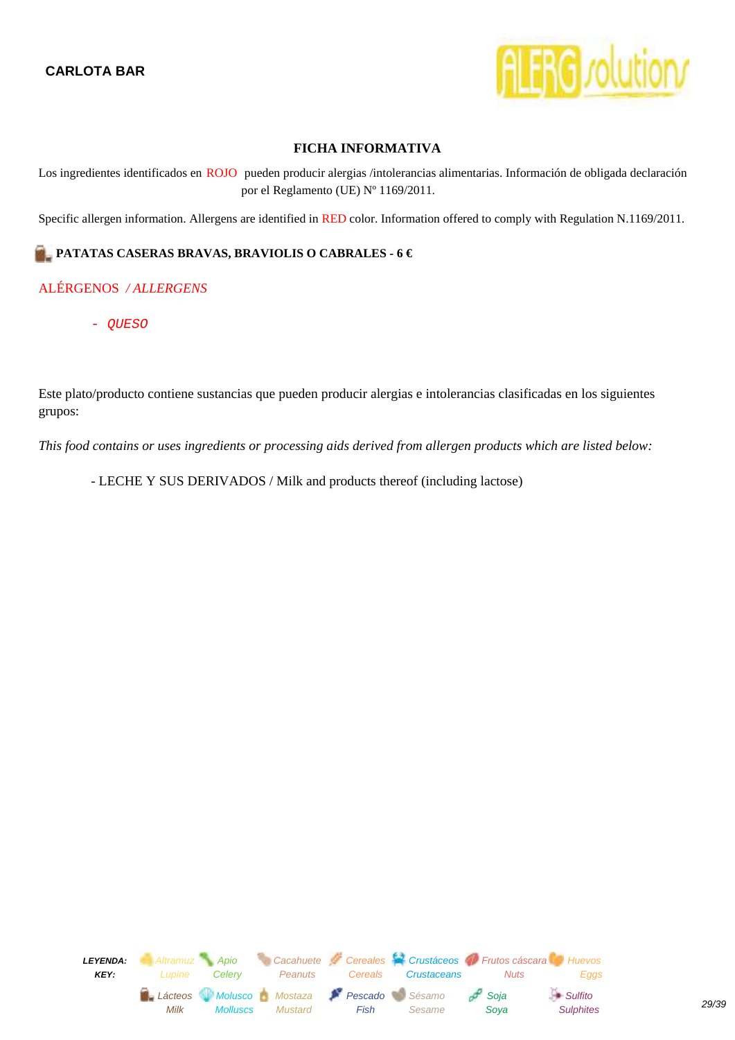**CARLOTA BAR**

## FICHA INFORMATIVA

Los ingredientes identificados en ROJO pueden producir alergias /intolerancias alimentarias. Información de obligada declaración por el Reglamento (UE) Nº 1169/2011.

Specific allergen information. Allergens are identified in RED color. Information offered to comply with Regulation N.1169/2011.

### PATATAS CASERAS BRAVAS, BRAVIOLIS O CABRALES - 6 €

ALÉRGENOS / *ALLERGENS*

- *QUESO*

Este plato/producto contiene sustancias que pueden producir alergias e intolerancias clasificadas en los siguientes grupos:

*This food contains or uses ingredients or processing aids derived from allergen products which are listed below:*

- LECHE Y SUS DERIVADOS / Milk and products thereof (including lactose)

| LEYENDA: KEY: | Altramuz Lupine | Apio Celery | Cacahuete Peanuts | Cereales Cereals | Crustáceos Crustaceans | Frutos cáscara Nuts | Huevos Eggs |
|---|---|---|---|---|---|---|---|
| | Lácteos Milk | Molusco Molluscs | Mostaza Mustard | Pescado Fish | Sésamo Sesame | Soja Soya | Sulfito Sulphites |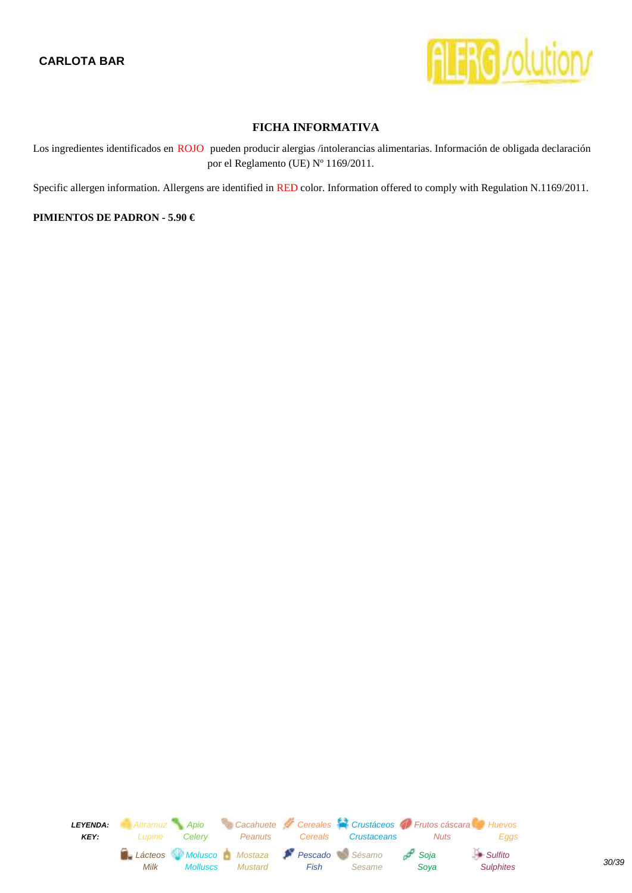**CARLOTA BAR**

## FICHA INFORMATIVA

Los ingredientes identificados en ROJO pueden producir alergias /intolerancias alimentarias. Información de obligada declaración por el Reglamento (UE) Nº 1169/2011.

Specific allergen information. Allergens are identified in RED color. Information offered to comply with Regulation N.1169/2011.

**PIMIENTOS DE PADRON - 5.90 €**

***LEYENDA:*** *Altramuz* *Apio* *Cacahuete* *Cereales* *Crustáceos* *Frutos cáscara* *Huevos*
***KEY:*** *Lupine* *Celery* *Peanuts* *Cereals* *Crustaceans* *Nuts* *Eggs*

*Lácteos* *Molusco* *Mostaza* *Pescado* *Sésamo* *Soja* *Sulfito*
*Milk* *Molluscs* *Mustard* *Fish* *Sesame* *Soya* *Sulphites*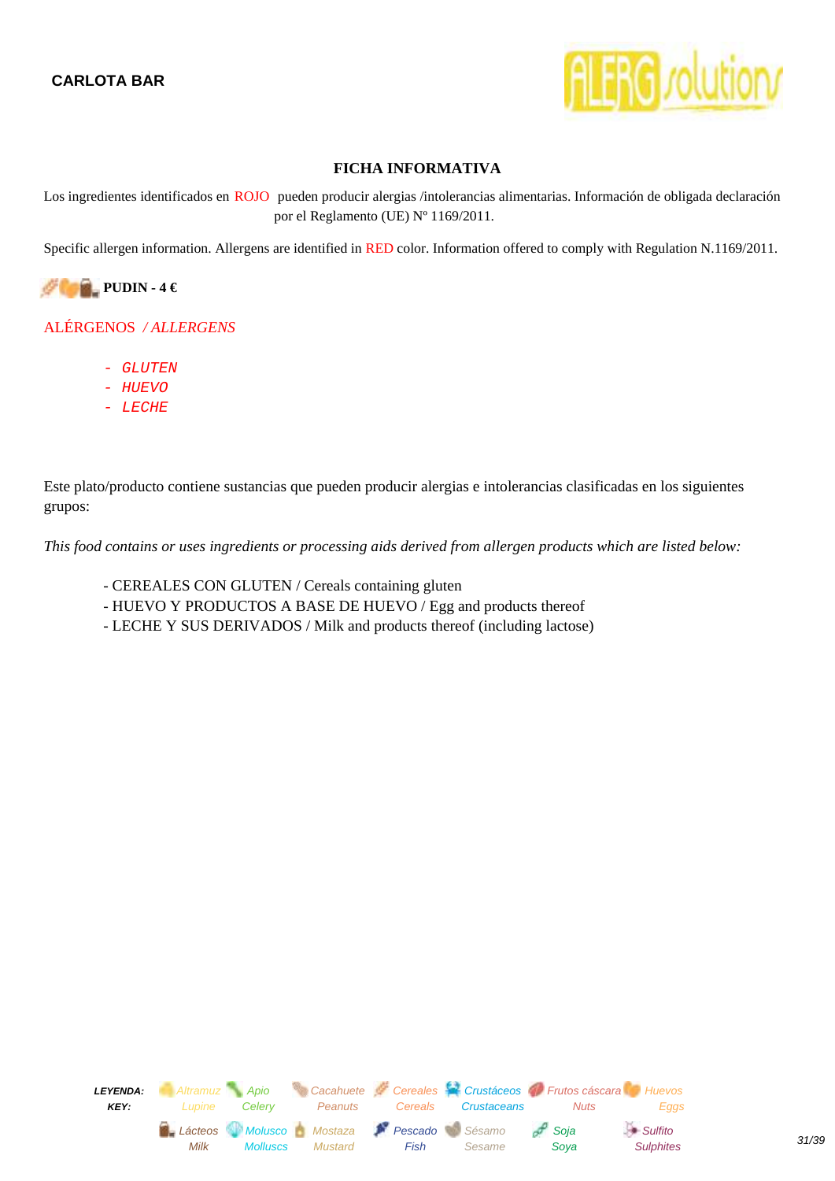**CARLOTA BAR**

### FICHA INFORMATIVA

Los ingredientes identificados en ROJO pueden producir alergias /intolerancias alimentarias. Información de obligada declaración por el Reglamento (UE) Nº 1169/2011.

Specific allergen information. Allergens are identified in RED color. Information offered to comply with Regulation N.1169/2011.

**PUDIN - 4 €**

ALÉRGENOS / *ALLERGENS*

- GLUTEN
- HUEVO
- LECHE

Este plato/producto contiene sustancias que pueden producir alergias e intolerancias clasificadas en los siguientes grupos:

*This food contains or uses ingredients or processing aids derived from allergen products which are listed below:*

- CEREALES CON GLUTEN / Cereals containing gluten
- HUEVO Y PRODUCTOS A BASE DE HUEVO / Egg and products thereof
- LECHE Y SUS DERIVADOS / Milk and products thereof (including lactose)

| **LEYENDA: KEY:** | Altramuz Lupine | Apio Celery | Cacahuete Peanuts | Cereales Cereals | Crustáceos Crustaceans | Frutos cáscara Nuts | Huevos Eggs |
|---|---|---|---|---|---|---|---|
| | Lácteos Milk | Molusco Molluscs | Mostaza Mustard | Pescado Fish | Sésamo Sesame | Soja Soya | Sulfito Sulphites |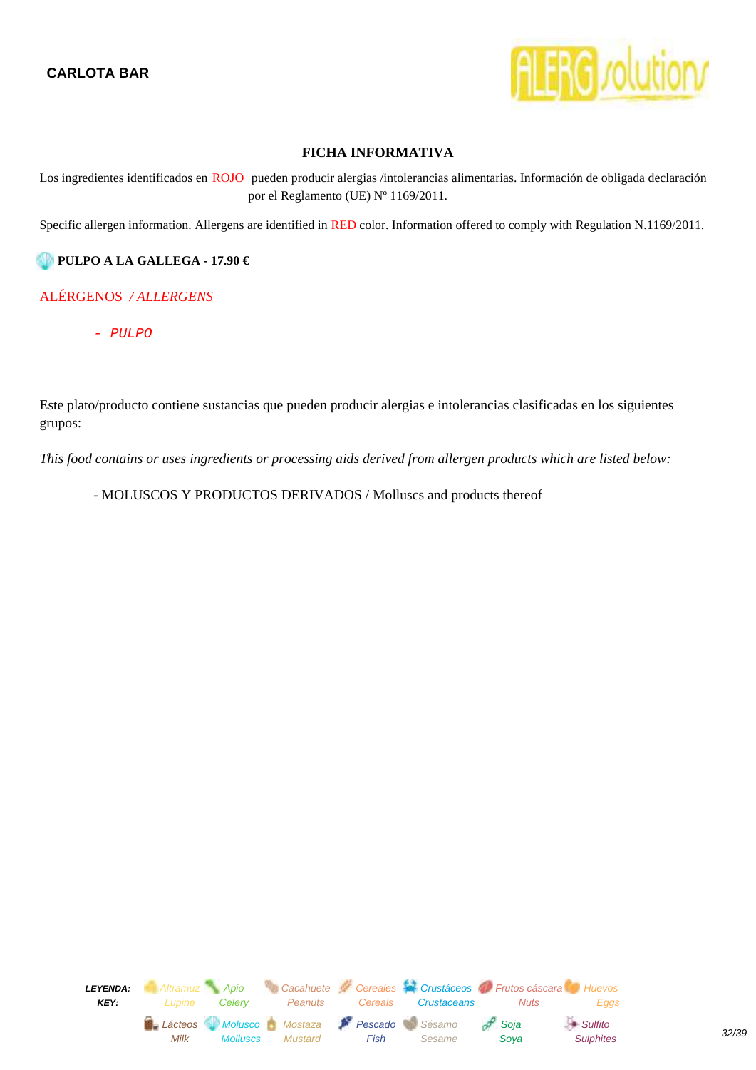**CARLOTA BAR**

## FICHA INFORMATIVA

Los ingredientes identificados en ROJO pueden producir alergias /intolerancias alimentarias. Información de obligada declaración por el Reglamento (UE) Nº 1169/2011.

Specific allergen information. Allergens are identified in RED color. Information offered to comply with Regulation N.1169/2011.

**PULPO A LA GALLEGA - 17.90 €**

ALÉRGENOS / *ALLERGENS*

- *PULPO*

Este plato/producto contiene sustancias que pueden producir alergias e intolerancias clasificadas en los siguientes grupos:

*This food contains or uses ingredients or processing aids derived from allergen products which are listed below:*

- MOLUSCOS Y PRODUCTOS DERIVADOS / Molluscs and products thereof

| LEYENDA: KEY: | | | | | | | |
|---|---|---|---|---|---|---|---|
| | Altramuz Lupine | Apio Celery | Cacahuete Peanuts | Cereales Cereals | Crustáceos Crustaceans | Frutos cáscara Nuts | Huevos Eggs |
| | Lácteos Milk | Molusco Molluscs | Mostaza Mustard | Pescado Fish | Sésamo Sesame | Soja Soya | Sulfito Sulphites |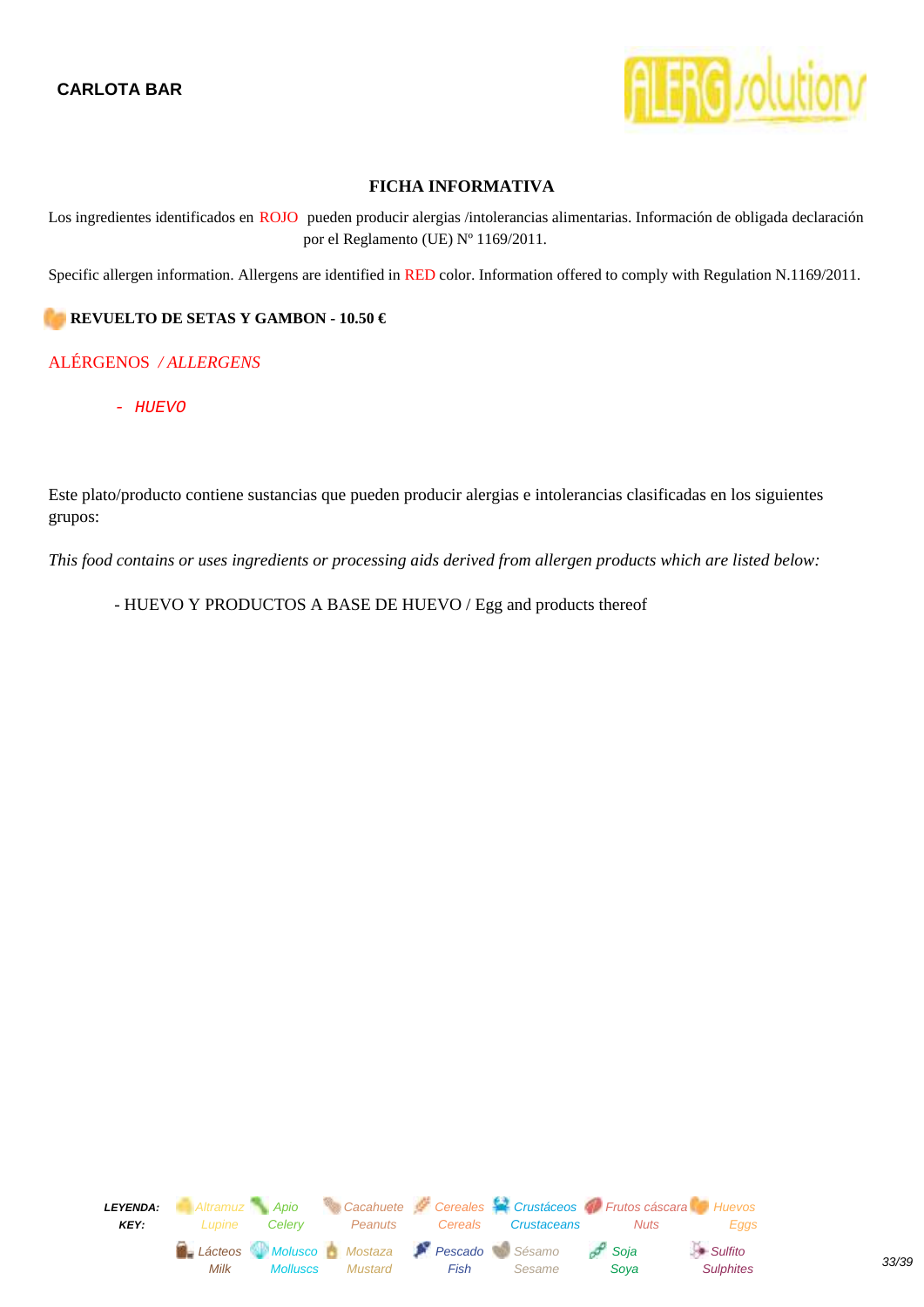**CARLOTA BAR**

### FICHA INFORMATIVA

Los ingredientes identificados en ROJO pueden producir alergias /intolerancias alimentarias. Información de obligada declaración por el Reglamento (UE) Nº 1169/2011.

Specific allergen information. Allergens are identified in RED color. Information offered to comply with Regulation N.1169/2011.

**REVUELTO DE SETAS Y GAMBON - 10.50 €**

ALÉRGENOS */ ALLERGENS*

- *HUEVO*

Este plato/producto contiene sustancias que pueden producir alergias e intolerancias clasificadas en los siguientes grupos:

*This food contains or uses ingredients or processing aids derived from allergen products which are listed below:*

- HUEVO Y PRODUCTOS A BASE DE HUEVO / Egg and products thereof

***LEYENDA: / KEY:***

| | | | | | | |
|---|---|---|---|---|---|---|
| Altramuz / Lupine | Apio / Celery | Cacahuete / Peanuts | Cereales / Cereals | Crustáceos / Crustaceans | Frutos cáscara / Nuts | Huevos / Eggs |
| Lácteos / Milk | Molusco / Molluscs | Mostaza / Mustard | Pescado / Fish | Sésamo / Sesame | Soja / Soya | Sulfito / Sulphites |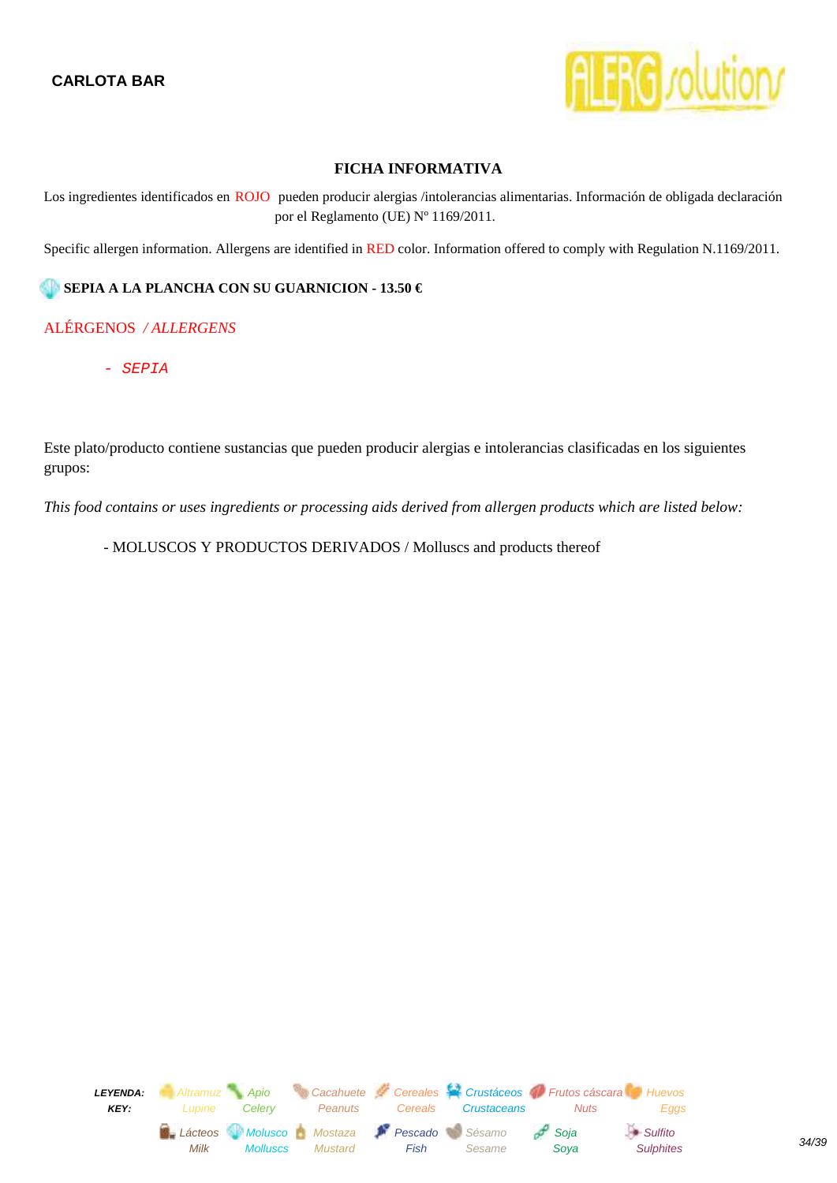**CARLOTA BAR**

## FICHA INFORMATIVA

Los ingredientes identificados en ROJO pueden producir alergias /intolerancias alimentarias. Información de obligada declaración por el Reglamento (UE) Nº 1169/2011.

Specific allergen information. Allergens are identified in RED color. Information offered to comply with Regulation N.1169/2011.

### SEPIA A LA PLANCHA CON SU GUARNICION - 13.50 €

ALÉRGENOS / *ALLERGENS*

- *SEPIA*

Este plato/producto contiene sustancias que pueden producir alergias e intolerancias clasificadas en los siguientes grupos:

*This food contains or uses ingredients or processing aids derived from allergen products which are listed below:*

- MOLUSCOS Y PRODUCTOS DERIVADOS / Molluscs and products thereof

***LEYENDA: / KEY:***

| Altramuz | Apio | Cacahuete | Cereales | Crustáceos | Frutos cáscara | Huevos |
|---|---|---|---|---|---|---|
| Lupine | Celery | Peanuts | Cereals | Crustaceans | Nuts | Eggs |
| **Lácteos** | **Molusco** | **Mostaza** | **Pescado** | **Sésamo** | **Soja** | **Sulfito** |
| Milk | Molluscs | Mustard | Fish | Sesame | Soya | Sulphites |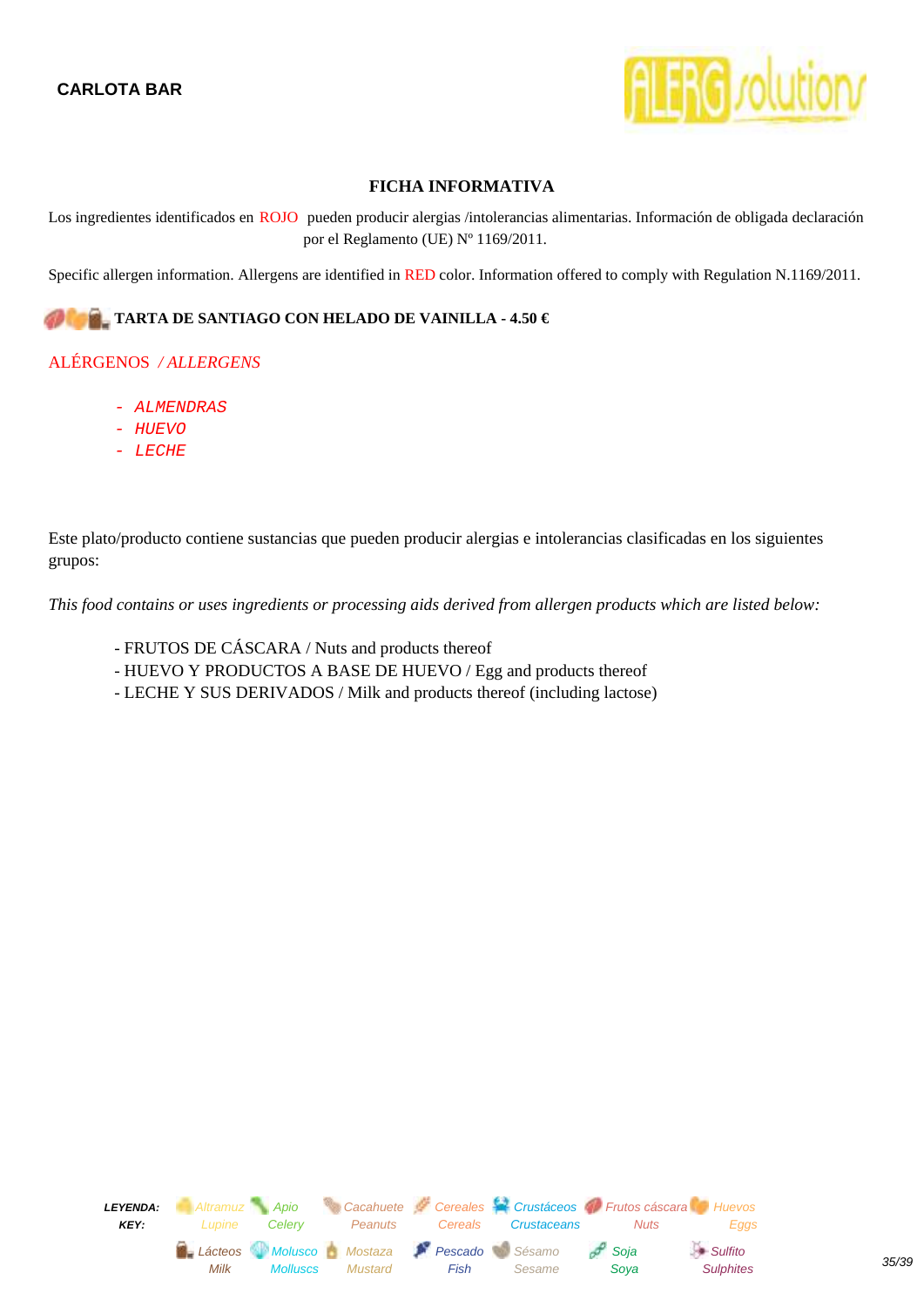**CARLOTA BAR**

## FICHA INFORMATIVA

Los ingredientes identificados en ROJO pueden producir alergias /intolerancias alimentarias. Información de obligada declaración por el Reglamento (UE) Nº 1169/2011.

Specific allergen information. Allergens are identified in RED color. Information offered to comply with Regulation N.1169/2011.

**TARTA DE SANTIAGO CON HELADO DE VAINILLA - 4.50 €**

ALÉRGENOS */ ALLERGENS*

- ALMENDRAS
- HUEVO
- LECHE

Este plato/producto contiene sustancias que pueden producir alergias e intolerancias clasificadas en los siguientes grupos:

*This food contains or uses ingredients or processing aids derived from allergen products which are listed below:*

- FRUTOS DE CÁSCARA / Nuts and products thereof
- HUEVO Y PRODUCTOS A BASE DE HUEVO / Egg and products thereof
- LECHE Y SUS DERIVADOS / Milk and products thereof (including lactose)

| *LEYENDA: KEY:* | Altramuz Lupine | Apio Celery | Cacahuete Peanuts | Cereales Cereals | Crustáceos Crustaceans | Frutos cáscara Nuts | Huevos Eggs |
|---|---|---|---|---|---|---|---|
| | Lácteos Milk | Molusco Molluscs | Mostaza Mustard | Pescado Fish | Sésamo Sesame | Soja Soya | Sulfito Sulphites |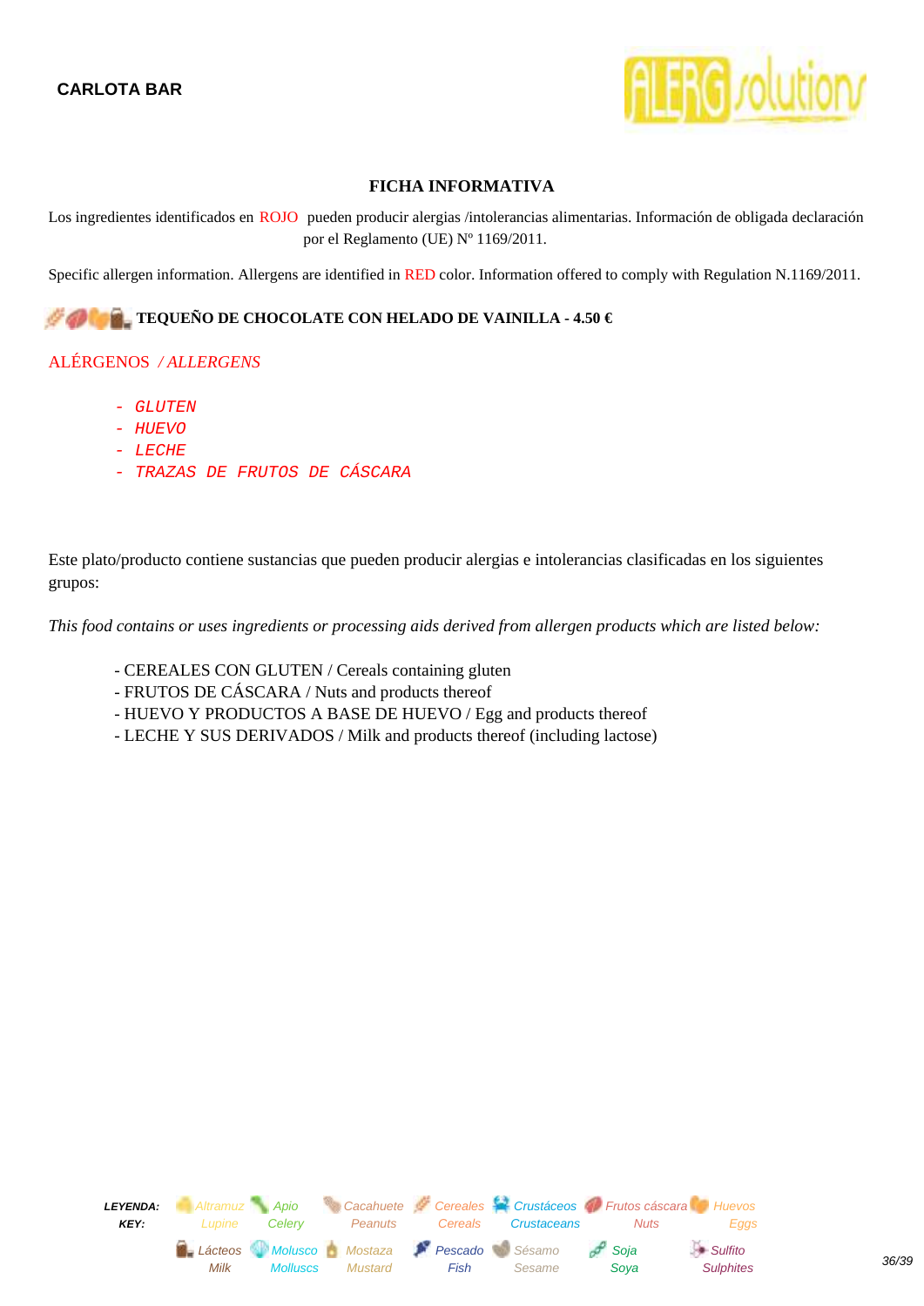**CARLOTA BAR**

### FICHA INFORMATIVA

Los ingredientes identificados en ROJO pueden producir alergias /intolerancias alimentarias. Información de obligada declaración por el Reglamento (UE) Nº 1169/2011.

Specific allergen information. Allergens are identified in RED color. Information offered to comply with Regulation N.1169/2011.

**TEQUEÑO DE CHOCOLATE CON HELADO DE VAINILLA - 4.50 €**

ALÉRGENOS */ ALLERGENS*

- *GLUTEN*
- *HUEVO*
- *LECHE*
- *TRAZAS DE FRUTOS DE CÁSCARA*

Este plato/producto contiene sustancias que pueden producir alergias e intolerancias clasificadas en los siguientes grupos:

*This food contains or uses ingredients or processing aids derived from allergen products which are listed below:*

- CEREALES CON GLUTEN / Cereals containing gluten
- FRUTOS DE CÁSCARA / Nuts and products thereof
- HUEVO Y PRODUCTOS A BASE DE HUEVO / Egg and products thereof
- LECHE Y SUS DERIVADOS / Milk and products thereof (including lactose)

| LEYENDA: KEY: | Altramuz Lupine | Apio Celery | Cacahuete Peanuts | Cereales Cereals | Crustáceos Crustaceans | Frutos cáscara Nuts | Huevos Eggs |
|---|---|---|---|---|---|---|---|
| | Lácteos Milk | Molusco Molluscs | Mostaza Mustard | Pescado Fish | Sésamo Sesame | Soja Soya | Sulfito Sulphites |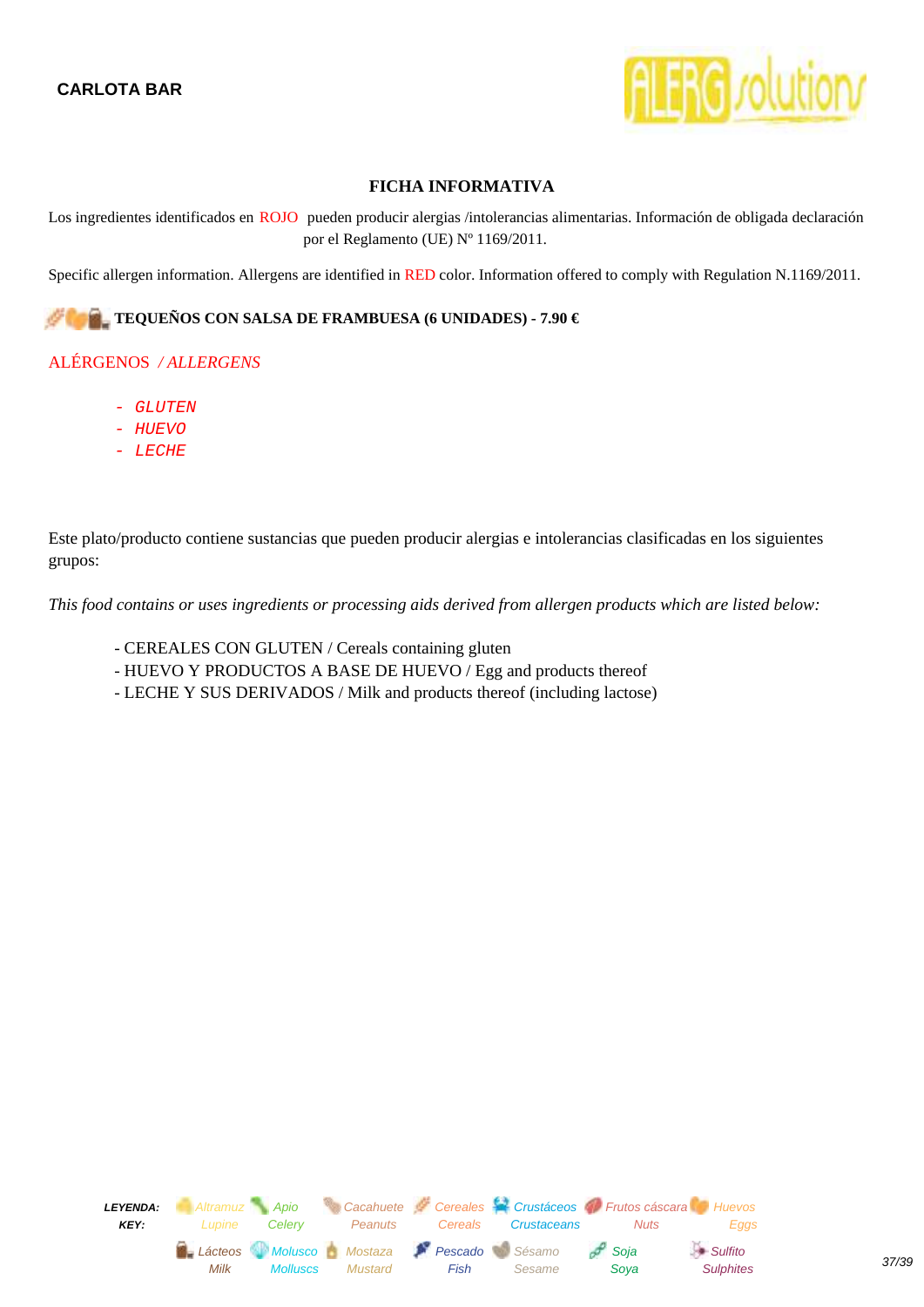**CARLOTA BAR**

### FICHA INFORMATIVA

Los ingredientes identificados en ROJO pueden producir alergias /intolerancias alimentarias. Información de obligada declaración por el Reglamento (UE) Nº 1169/2011.

Specific allergen information. Allergens are identified in RED color. Information offered to comply with Regulation N.1169/2011.

**TEQUEÑOS CON SALSA DE FRAMBUESA (6 UNIDADES) - 7.90 €**

ALÉRGENOS */ ALLERGENS*

- *GLUTEN*
- *HUEVO*
- *LECHE*

Este plato/producto contiene sustancias que pueden producir alergias e intolerancias clasificadas en los siguientes grupos:

*This food contains or uses ingredients or processing aids derived from allergen products which are listed below:*

- CEREALES CON GLUTEN / Cereals containing gluten
- HUEVO Y PRODUCTOS A BASE DE HUEVO / Egg and products thereof
- LECHE Y SUS DERIVADOS / Milk and products thereof (including lactose)

***LEYENDA: KEY:*** *Altramuz Lupine* · *Apio Celery* · *Cacahuete Peanuts* · *Cereales Cereals* · *Crustáceos Crustaceans* · *Frutos cáscara Nuts* · *Huevos Eggs* · *Lácteos Milk* · *Molusco Molluscs* · *Mostaza Mustard* · *Pescado Fish* · *Sésamo Sesame* · *Soja Soya* · *Sulfito Sulphites*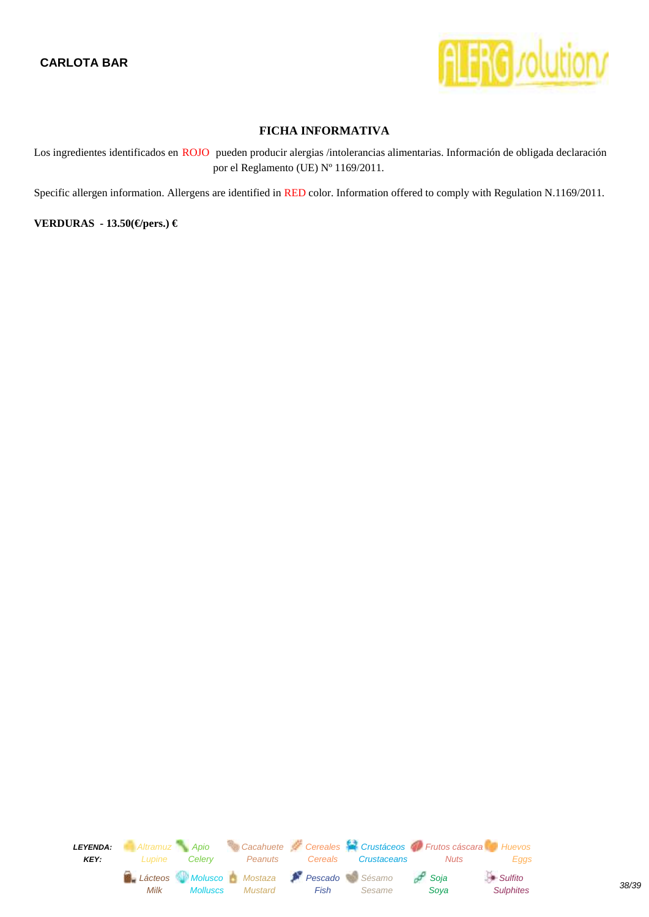**CARLOTA BAR**

## FICHA INFORMATIVA

Los ingredientes identificados en ROJO pueden producir alergias /intolerancias alimentarias. Información de obligada declaración por el Reglamento (UE) Nº 1169/2011.

Specific allergen information. Allergens are identified in RED color. Information offered to comply with Regulation N.1169/2011.

**VERDURAS - 13.50(€/pers.) €**

| ***LEYENDA:*** | *Altramuz* | *Apio* | *Cacahuete* | *Cereales* | *Crustáceos* | *Frutos cáscara* | *Huevos* |
|---|---|---|---|---|---|---|---|
| ***KEY:*** | *Lupine* | *Celery* | *Peanuts* | *Cereals* | *Crustaceans* | *Nuts* | *Eggs* |
| | *Lácteos* | *Molusco* | *Mostaza* | *Pescado* | *Sésamo* | *Soja* | *Sulfito* |
| | *Milk* | *Molluscs* | *Mustard* | *Fish* | *Sesame* | *Soya* | *Sulphites* |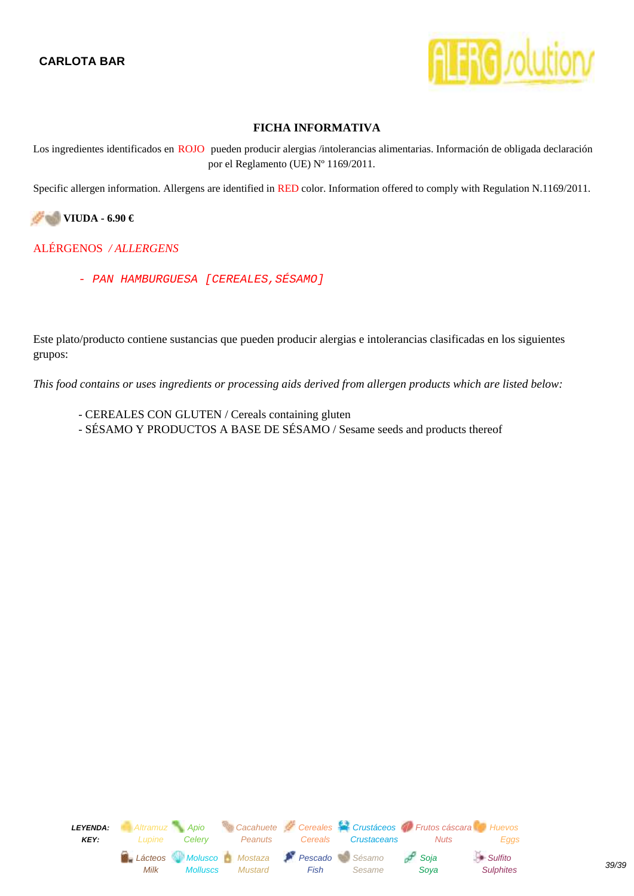**CARLOTA BAR**

## FICHA INFORMATIVA

Los ingredientes identificados en ROJO pueden producir alergias /intolerancias alimentarias. Información de obligada declaración por el Reglamento (UE) Nº 1169/2011.

Specific allergen information. Allergens are identified in RED color. Information offered to comply with Regulation N.1169/2011.

**VIUDA - 6.90 €**

ALÉRGENOS */ ALLERGENS*

*- PAN HAMBURGUESA [CEREALES,SÉSAMO]*

Este plato/producto contiene sustancias que pueden producir alergias e intolerancias clasificadas en los siguientes grupos:

*This food contains or uses ingredients or processing aids derived from allergen products which are listed below:*

- CEREALES CON GLUTEN / Cereals containing gluten
- SÉSAMO Y PRODUCTOS A BASE DE SÉSAMO / Sesame seeds and products thereof

***LEYENDA: KEY:***

| | | | | | | | |
|---|---|---|---|---|---|---|---|
| *Altramuz Lupine* | *Apio Celery* | *Cacahuete Peanuts* | *Cereales Cereals* | *Crustáceos Crustaceans* | *Frutos cáscara Nuts* | *Huevos Eggs* | |
| *Lácteos Milk* | *Molusco Molluscs* | *Mostaza Mustard* | *Pescado Fish* | *Sésamo Sesame* | *Soja Soya* | *Sulfito Sulphites* | |